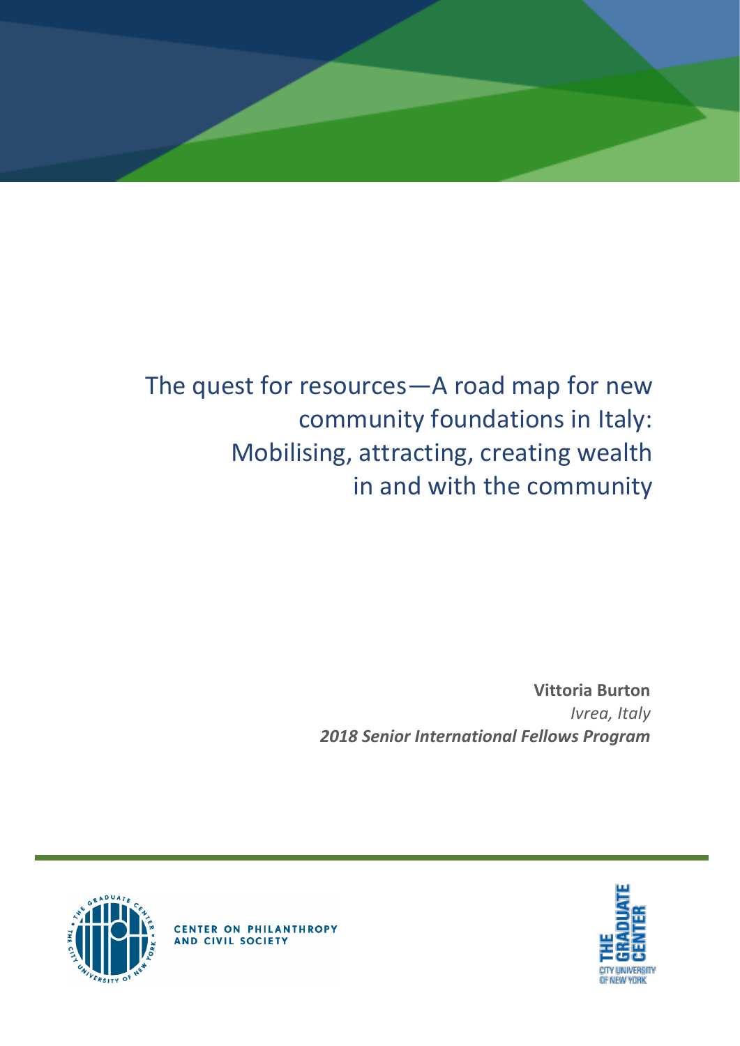# The quest for resources—A road map for new community foundations in Italy: Mobilising, attracting, creating wealth in and with the community

**Vittoria Burton**
*Ivrea, Italy*
***2018 Senior International Fellows Program***

CENTER ON PHILANTHROPY AND CIVIL SOCIETY

THE GRADUATE CENTER CITY UNIVERSITY OF NEW YORK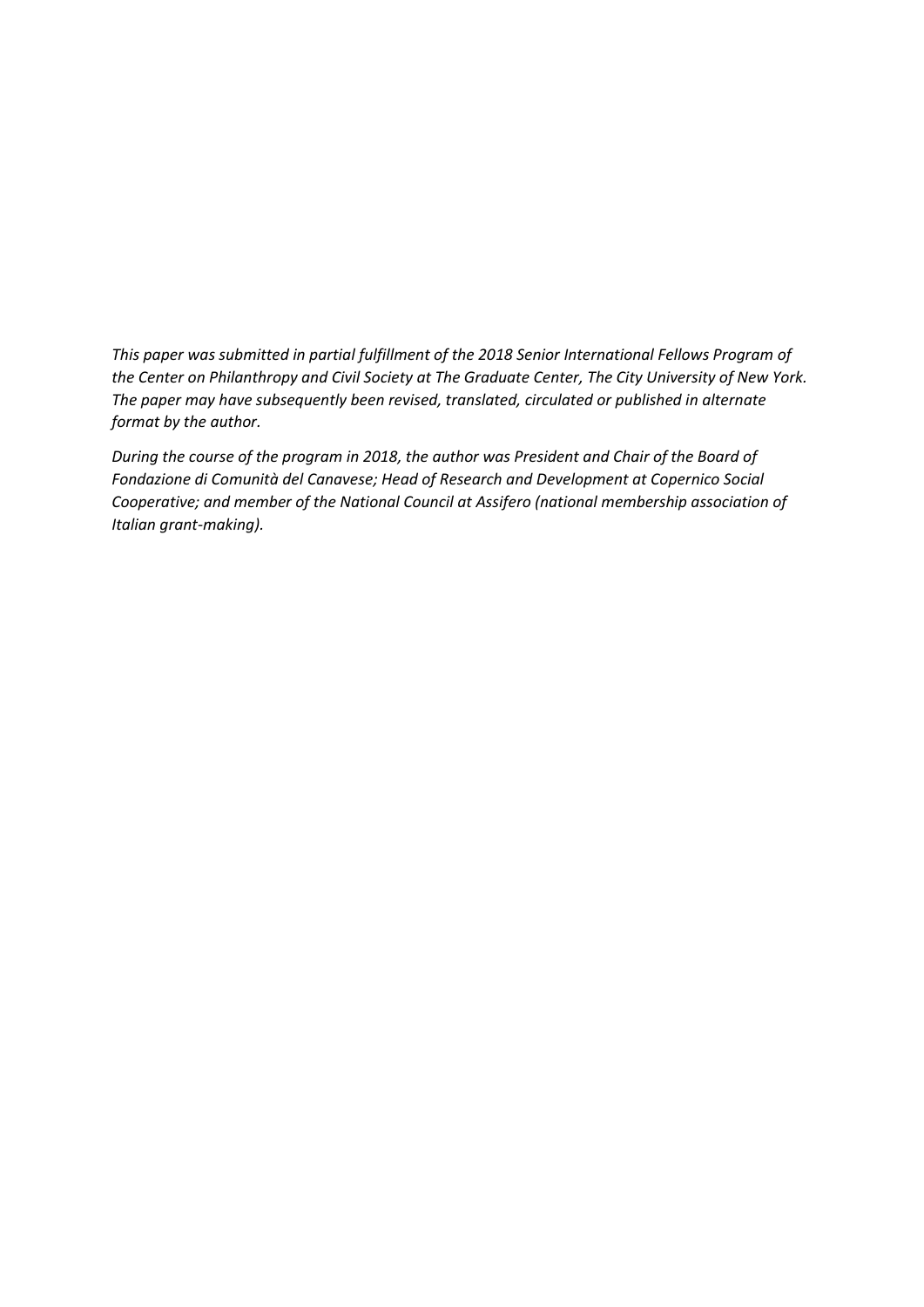*This paper was submitted in partial fulfillment of the 2018 Senior International Fellows Program of the Center on Philanthropy and Civil Society at The Graduate Center, The City University of New York. The paper may have subsequently been revised, translated, circulated or published in alternate format by the author.*

*During the course of the program in 2018, the author was President and Chair of the Board of Fondazione di Comunità del Canavese; Head of Research and Development at Copernico Social Cooperative; and member of the National Council at Assifero (national membership association of Italian grant-making).*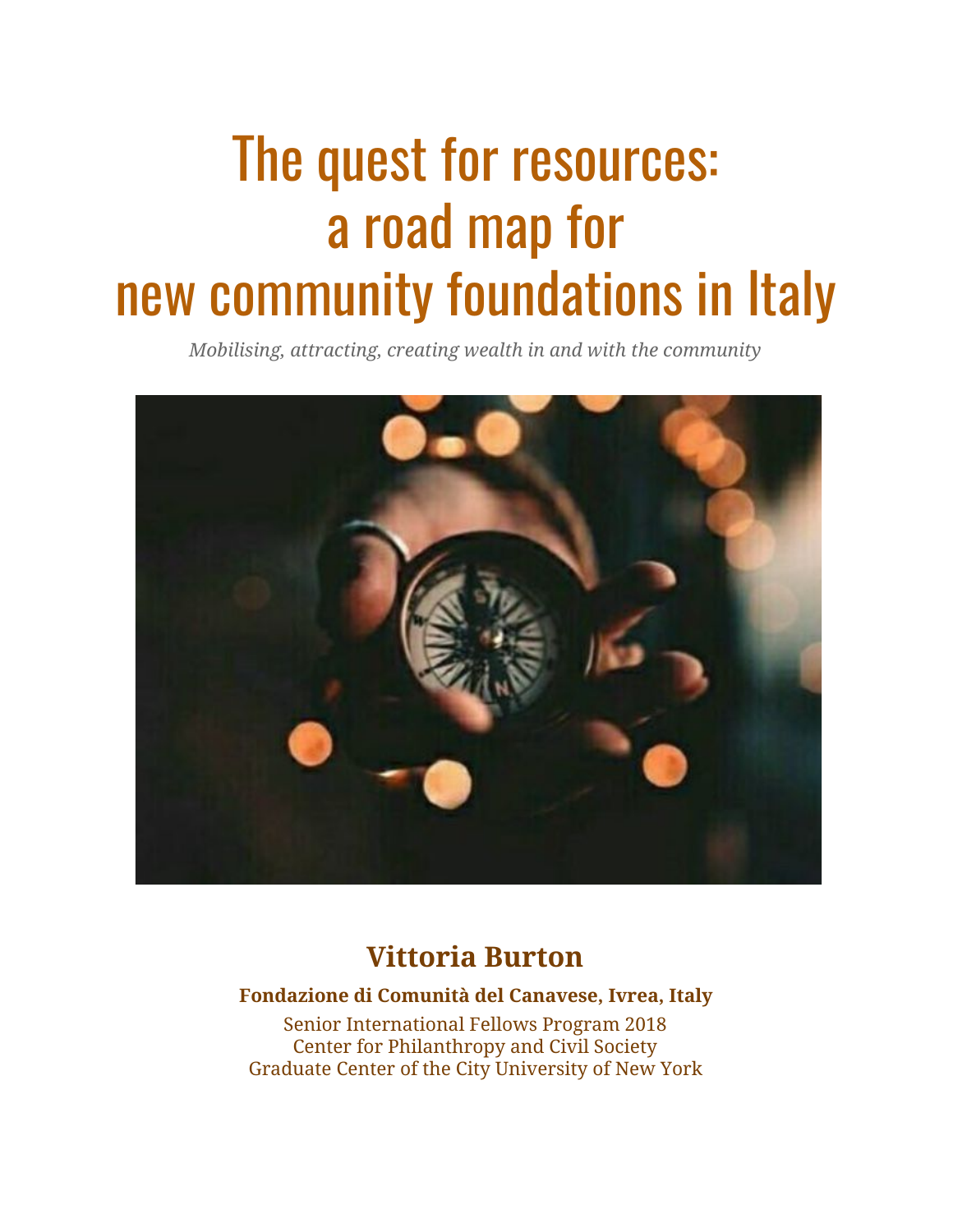# The quest for resources: a road map for new community foundations in Italy

*Mobilising, attracting, creating wealth in and with the community*

## Vittoria Burton

**Fondazione di Comunità del Canavese, Ivrea, Italy**

Senior International Fellows Program 2018
Center for Philanthropy and Civil Society
Graduate Center of the City University of New York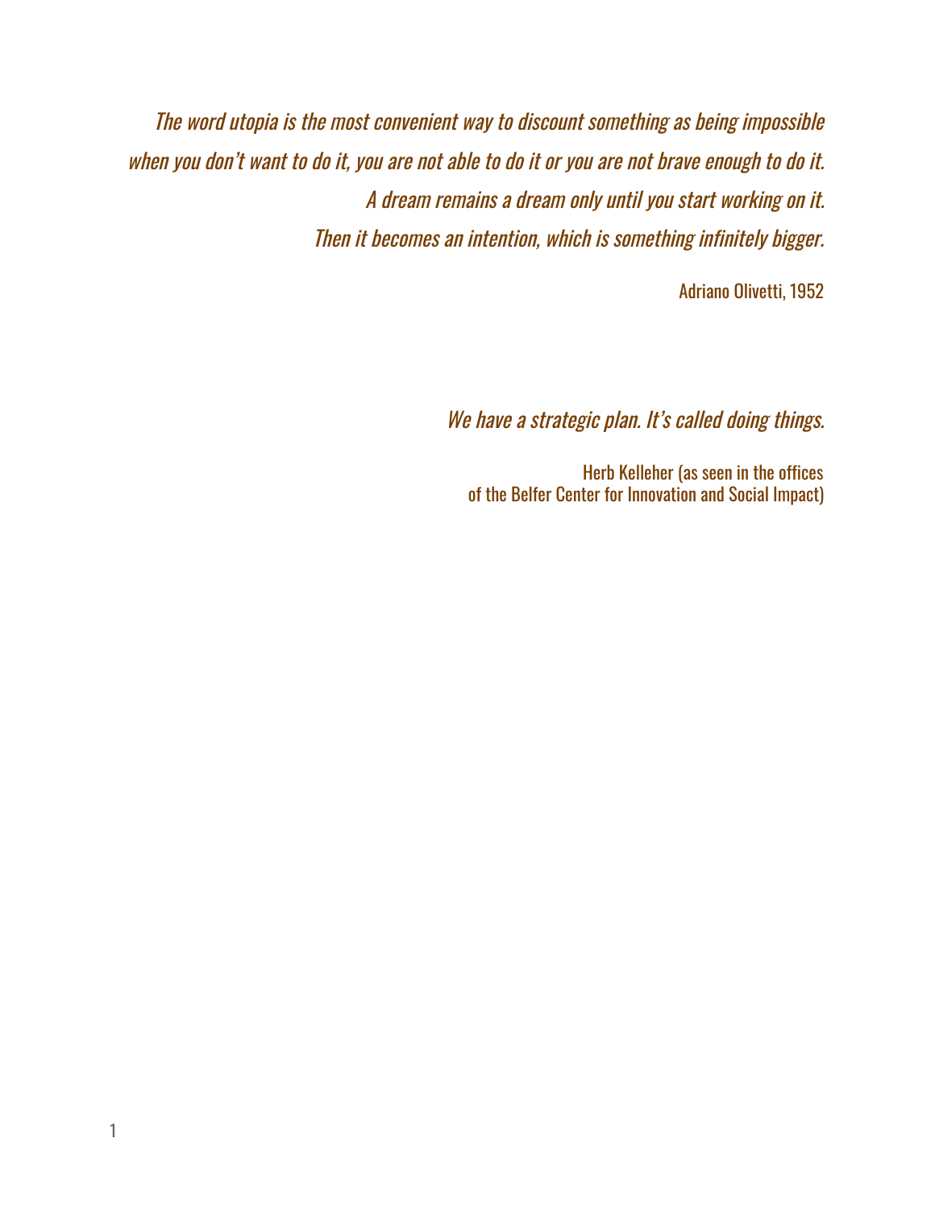*The word utopia is the most convenient way to discount something as being impossible when you don't want to do it, you are not able to do it or you are not brave enough to do it.*
*A dream remains a dream only until you start working on it.*
*Then it becomes an intention, which is something infinitely bigger.*

Adriano Olivetti, 1952

*We have a strategic plan. It's called doing things.*

Herb Kelleher (as seen in the offices of the Belfer Center for Innovation and Social Impact)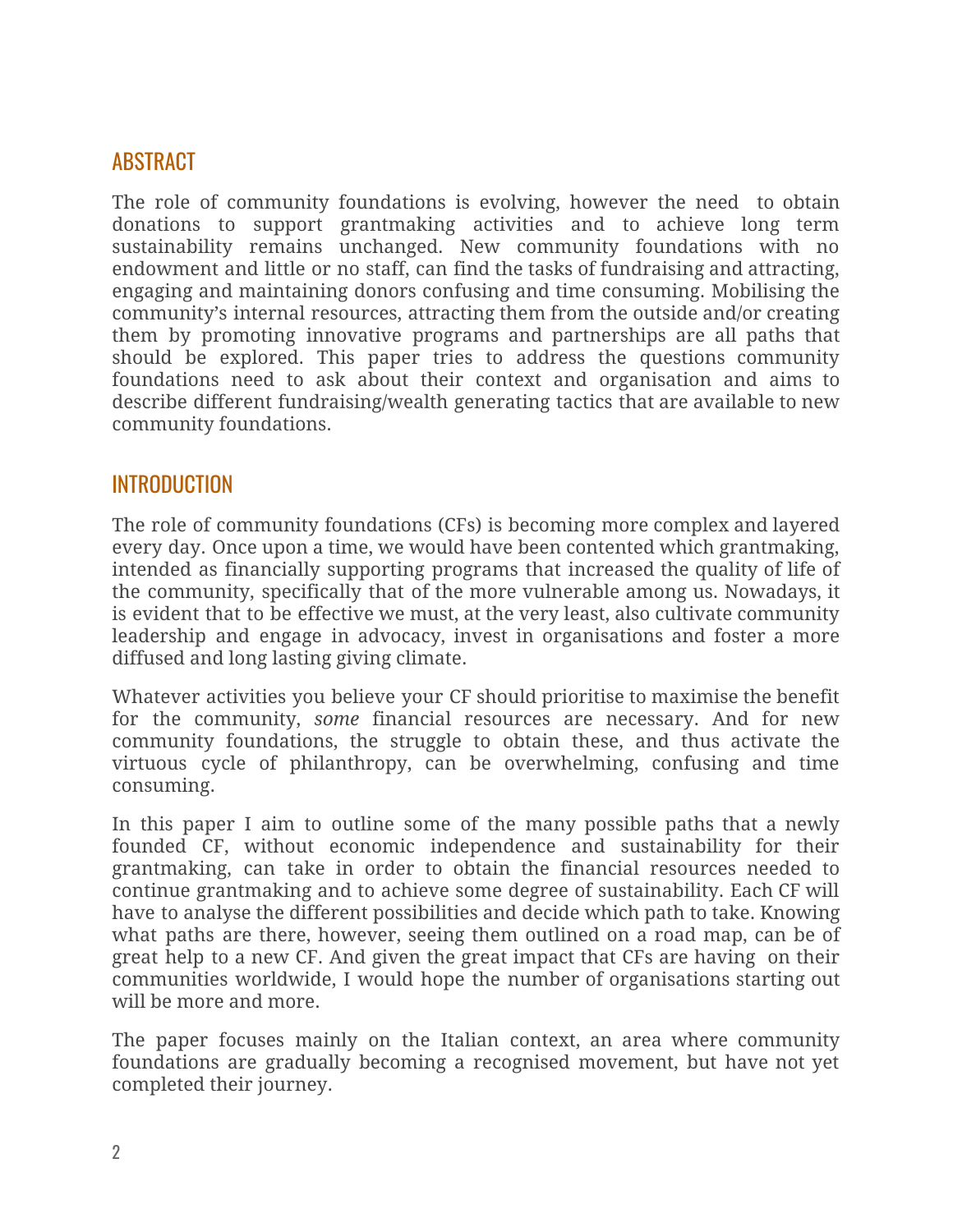## ABSTRACT

The role of community foundations is evolving, however the need to obtain donations to support grantmaking activities and to achieve long term sustainability remains unchanged. New community foundations with no endowment and little or no staff, can find the tasks of fundraising and attracting, engaging and maintaining donors confusing and time consuming. Mobilising the community's internal resources, attracting them from the outside and/or creating them by promoting innovative programs and partnerships are all paths that should be explored. This paper tries to address the questions community foundations need to ask about their context and organisation and aims to describe different fundraising/wealth generating tactics that are available to new community foundations.

## INTRODUCTION

The role of community foundations (CFs) is becoming more complex and layered every day. Once upon a time, we would have been contented which grantmaking, intended as financially supporting programs that increased the quality of life of the community, specifically that of the more vulnerable among us. Nowadays, it is evident that to be effective we must, at the very least, also cultivate community leadership and engage in advocacy, invest in organisations and foster a more diffused and long lasting giving climate.

Whatever activities you believe your CF should prioritise to maximise the benefit for the community, *some* financial resources are necessary. And for new community foundations, the struggle to obtain these, and thus activate the virtuous cycle of philanthropy, can be overwhelming, confusing and time consuming.

In this paper I aim to outline some of the many possible paths that a newly founded CF, without economic independence and sustainability for their grantmaking, can take in order to obtain the financial resources needed to continue grantmaking and to achieve some degree of sustainability. Each CF will have to analyse the different possibilities and decide which path to take. Knowing what paths are there, however, seeing them outlined on a road map, can be of great help to a new CF. And given the great impact that CFs are having on their communities worldwide, I would hope the number of organisations starting out will be more and more.

The paper focuses mainly on the Italian context, an area where community foundations are gradually becoming a recognised movement, but have not yet completed their journey.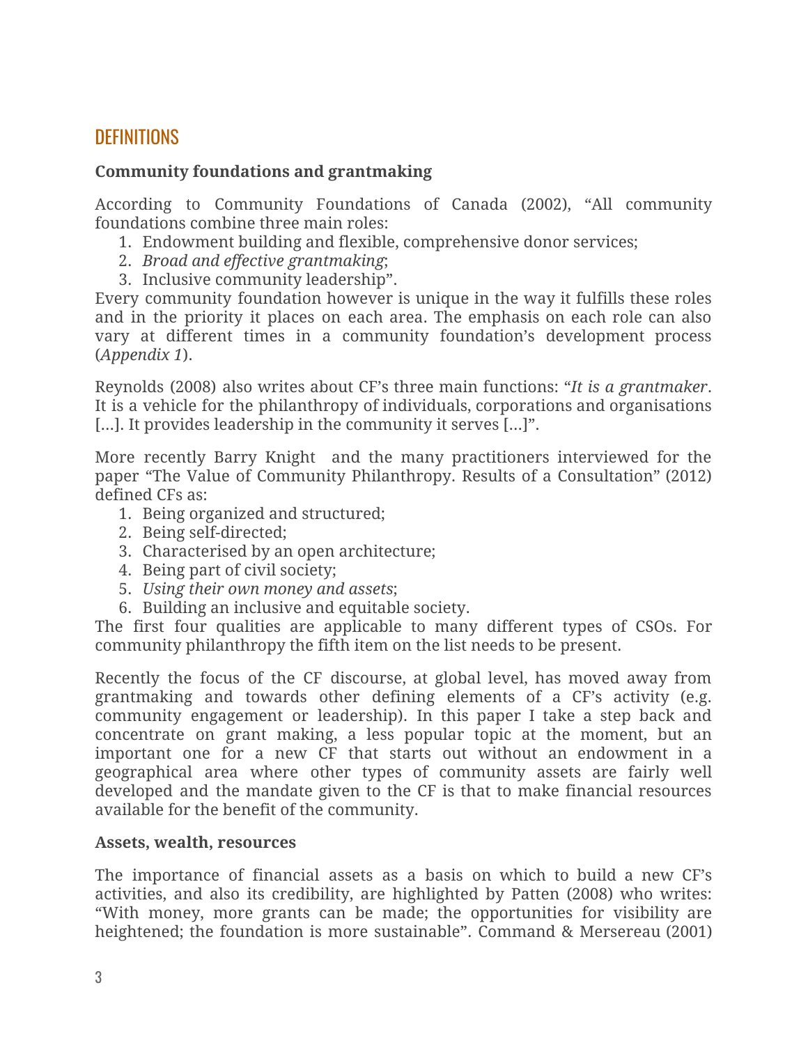## DEFINITIONS

**Community foundations and grantmaking**

According to Community Foundations of Canada (2002), "All community foundations combine three main roles:

1. Endowment building and flexible, comprehensive donor services;
2. *Broad and effective grantmaking*;
3. Inclusive community leadership".

Every community foundation however is unique in the way it fulfills these roles and in the priority it places on each area. The emphasis on each role can also vary at different times in a community foundation's development process (*Appendix 1*).

Reynolds (2008) also writes about CF's three main functions: "*It is a grantmaker*. It is a vehicle for the philanthropy of individuals, corporations and organisations [...]. It provides leadership in the community it serves [...]".

More recently Barry Knight and the many practitioners interviewed for the paper "The Value of Community Philanthropy. Results of a Consultation" (2012) defined CFs as:

1. Being organized and structured;
2. Being self-directed;
3. Characterised by an open architecture;
4. Being part of civil society;
5. *Using their own money and assets*;
6. Building an inclusive and equitable society.

The first four qualities are applicable to many different types of CSOs. For community philanthropy the fifth item on the list needs to be present.

Recently the focus of the CF discourse, at global level, has moved away from grantmaking and towards other defining elements of a CF's activity (e.g. community engagement or leadership). In this paper I take a step back and concentrate on grant making, a less popular topic at the moment, but an important one for a new CF that starts out without an endowment in a geographical area where other types of community assets are fairly well developed and the mandate given to the CF is that to make financial resources available for the benefit of the community.

**Assets, wealth, resources**

The importance of financial assets as a basis on which to build a new CF's activities, and also its credibility, are highlighted by Patten (2008) who writes: "With money, more grants can be made; the opportunities for visibility are heightened; the foundation is more sustainable". Command & Mersereau (2001)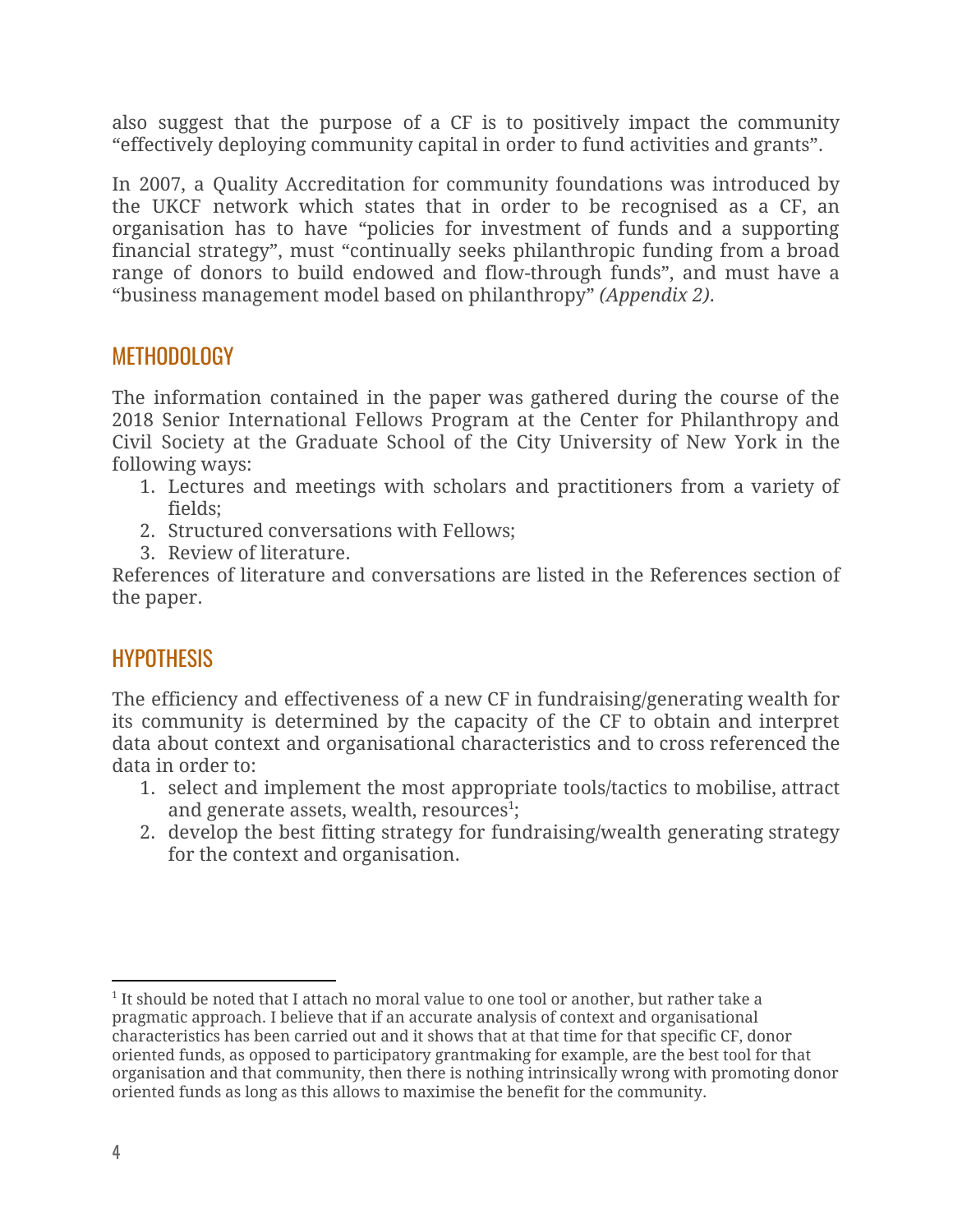also suggest that the purpose of a CF is to positively impact the community "effectively deploying community capital in order to fund activities and grants".

In 2007, a Quality Accreditation for community foundations was introduced by the UKCF network which states that in order to be recognised as a CF, an organisation has to have "policies for investment of funds and a supporting financial strategy", must "continually seeks philanthropic funding from a broad range of donors to build endowed and flow-through funds", and must have a "business management model based on philanthropy" *(Appendix 2)*.

## METHODOLOGY

The information contained in the paper was gathered during the course of the 2018 Senior International Fellows Program at the Center for Philanthropy and Civil Society at the Graduate School of the City University of New York in the following ways:

1. Lectures and meetings with scholars and practitioners from a variety of fields;
2. Structured conversations with Fellows;
3. Review of literature.

References of literature and conversations are listed in the References section of the paper.

## HYPOTHESIS

The efficiency and effectiveness of a new CF in fundraising/generating wealth for its community is determined by the capacity of the CF to obtain and interpret data about context and organisational characteristics and to cross referenced the data in order to:

1. select and implement the most appropriate tools/tactics to mobilise, attract and generate assets, wealth, resources[1];
2. develop the best fitting strategy for fundraising/wealth generating strategy for the context and organisation.

---

[1] It should be noted that I attach no moral value to one tool or another, but rather take a pragmatic approach. I believe that if an accurate analysis of context and organisational characteristics has been carried out and it shows that at that time for that specific CF, donor oriented funds, as opposed to participatory grantmaking for example, are the best tool for that organisation and that community, then there is nothing intrinsically wrong with promoting donor oriented funds as long as this allows to maximise the benefit for the community.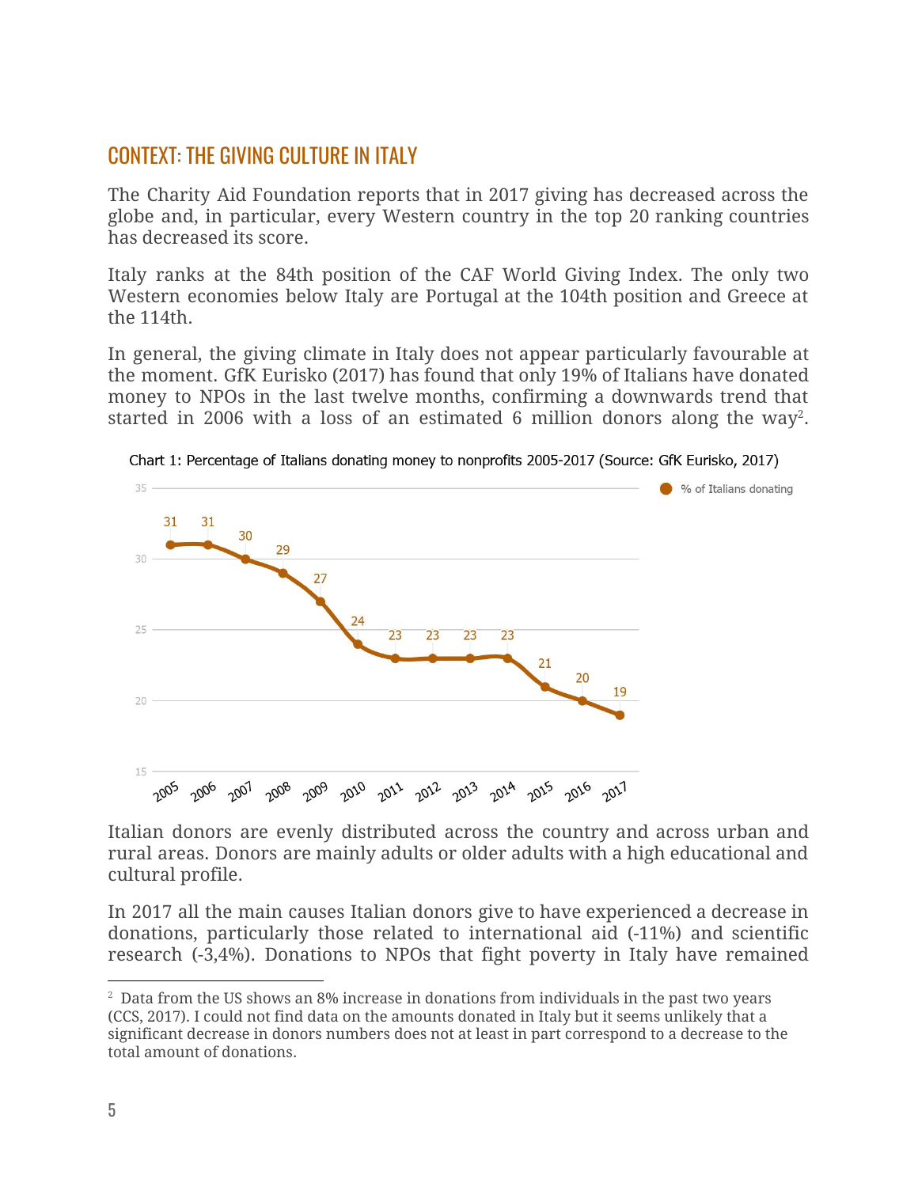## CONTEXT: THE GIVING CULTURE IN ITALY

The Charity Aid Foundation reports that in 2017 giving has decreased across the globe and, in particular, every Western country in the top 20 ranking countries has decreased its score.

Italy ranks at the 84th position of the CAF World Giving Index. The only two Western economies below Italy are Portugal at the 104th position and Greece at the 114th.

In general, the giving climate in Italy does not appear particularly favourable at the moment. GfK Eurisko (2017) has found that only 19% of Italians have donated money to NPOs in the last twelve months, confirming a downwards trend that started in 2006 with a loss of an estimated 6 million donors along the way[2].

Chart 1: Percentage of Italians donating money to nonprofits 2005-2017 (Source: GfK Eurisko, 2017)

| Year | % of Italians donating |
|---|---|
| 2005 | 31 |
| 2006 | 31 |
| 2007 | 30 |
| 2008 | 29 |
| 2009 | 27 |
| 2010 | 24 |
| 2011 | 23 |
| 2012 | 23 |
| 2013 | 23 |
| 2014 | 23 |
| 2015 | 21 |
| 2016 | 20 |
| 2017 | 19 |

Italian donors are evenly distributed across the country and across urban and rural areas. Donors are mainly adults or older adults with a high educational and cultural profile.

In 2017 all the main causes Italian donors give to have experienced a decrease in donations, particularly those related to international aid (-11%) and scientific research (-3,4%). Donations to NPOs that fight poverty in Italy have remained

[2] Data from the US shows an 8% increase in donations from individuals in the past two years (CCS, 2017). I could not find data on the amounts donated in Italy but it seems unlikely that a significant decrease in donors numbers does not at least in part correspond to a decrease to the total amount of donations.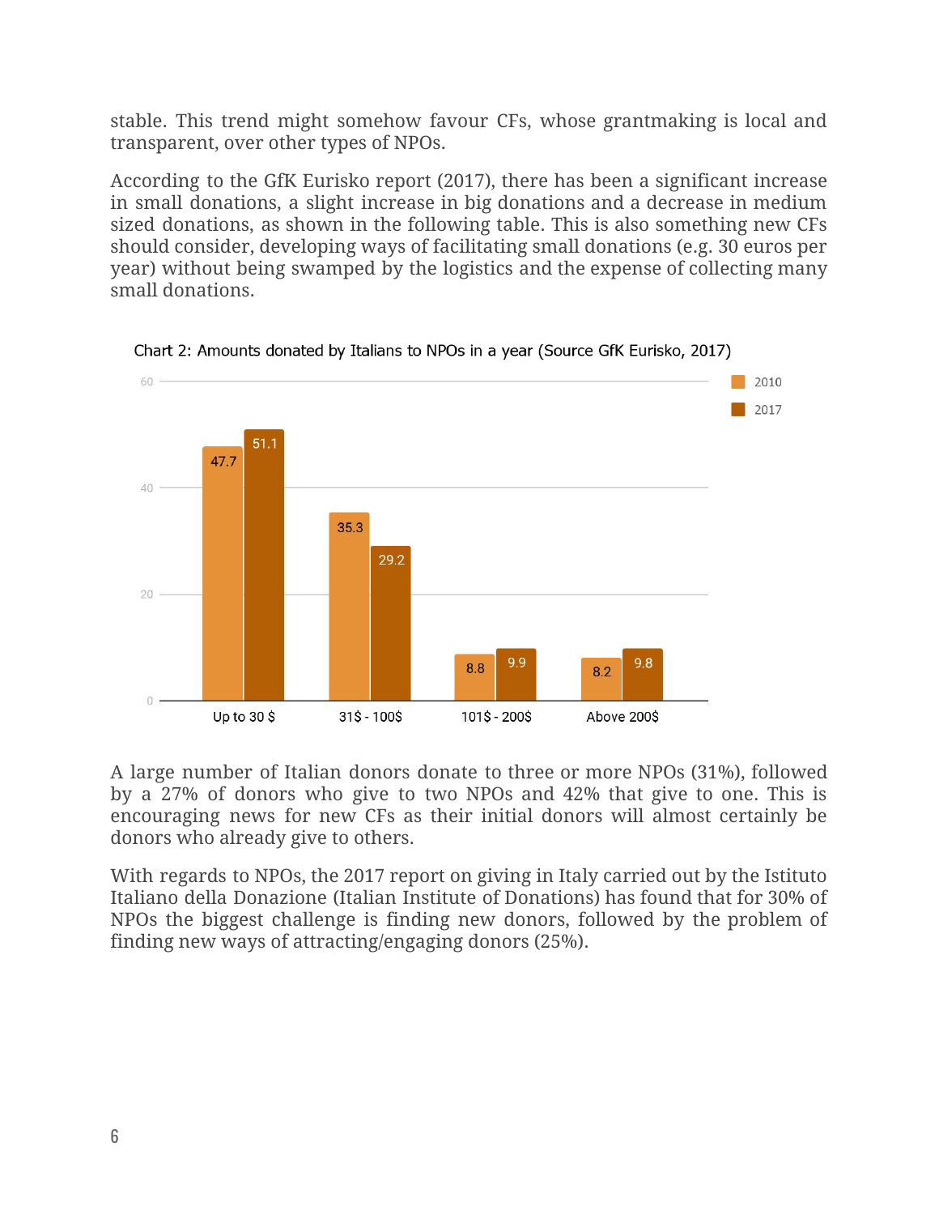stable. This trend might somehow favour CFs, whose grantmaking is local and transparent, over other types of NPOs.

According to the GfK Eurisko report (2017), there has been a significant increase in small donations, a slight increase in big donations and a decrease in medium sized donations, as shown in the following table. This is also something new CFs should consider, developing ways of facilitating small donations (e.g. 30 euros per year) without being swamped by the logistics and the expense of collecting many small donations.

Chart 2: Amounts donated by Italians to NPOs in a year (Source GfK Eurisko, 2017)

| | 2010 | 2017 |
|---|---|---|
| Up to 30 $ | 47.7 | 51.1 |
| 31$ - 100$ | 35.3 | 29.2 |
| 101$ - 200$ | 8.8 | 9.9 |
| Above 200$ | 8.2 | 9.8 |

A large number of Italian donors donate to three or more NPOs (31%), followed by a 27% of donors who give to two NPOs and 42% that give to one. This is encouraging news for new CFs as their initial donors will almost certainly be donors who already give to others.

With regards to NPOs, the 2017 report on giving in Italy carried out by the Istituto Italiano della Donazione (Italian Institute of Donations) has found that for 30% of NPOs the biggest challenge is finding new donors, followed by the problem of finding new ways of attracting/engaging donors (25%).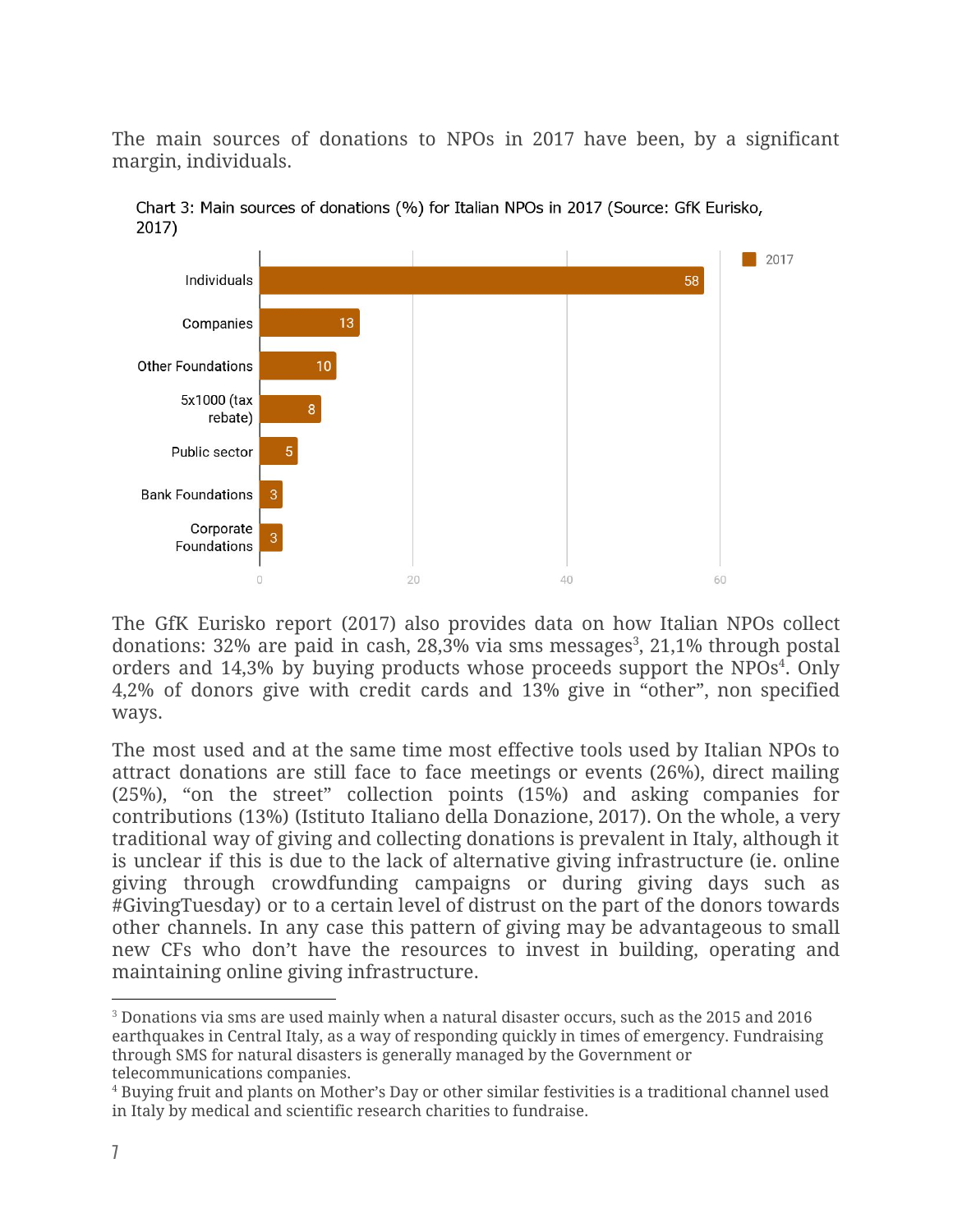The main sources of donations to NPOs in 2017 have been, by a significant margin, individuals.

Chart 3: Main sources of donations (%) for Italian NPOs in 2017 (Source: GfK Eurisko, 2017)

| Source | 2017 |
|---|---|
| Individuals | 58 |
| Companies | 13 |
| Other Foundations | 10 |
| 5x1000 (tax rebate) | 8 |
| Public sector | 5 |
| Bank Foundations | 3 |
| Corporate Foundations | 3 |

The GfK Eurisko report (2017) also provides data on how Italian NPOs collect donations: 32% are paid in cash, 28,3% via sms messages[3], 21,1% through postal orders and 14,3% by buying products whose proceeds support the NPOs[4]. Only 4,2% of donors give with credit cards and 13% give in "other", non specified ways.

The most used and at the same time most effective tools used by Italian NPOs to attract donations are still face to face meetings or events (26%), direct mailing (25%), "on the street" collection points (15%) and asking companies for contributions (13%) (Istituto Italiano della Donazione, 2017). On the whole, a very traditional way of giving and collecting donations is prevalent in Italy, although it is unclear if this is due to the lack of alternative giving infrastructure (ie. online giving through crowdfunding campaigns or during giving days such as #GivingTuesday) or to a certain level of distrust on the part of the donors towards other channels. In any case this pattern of giving may be advantageous to small new CFs who don't have the resources to invest in building, operating and maintaining online giving infrastructure.

[3] Donations via sms are used mainly when a natural disaster occurs, such as the 2015 and 2016 earthquakes in Central Italy, as a way of responding quickly in times of emergency. Fundraising through SMS for natural disasters is generally managed by the Government or telecommunications companies.

[4] Buying fruit and plants on Mother's Day or other similar festivities is a traditional channel used in Italy by medical and scientific research charities to fundraise.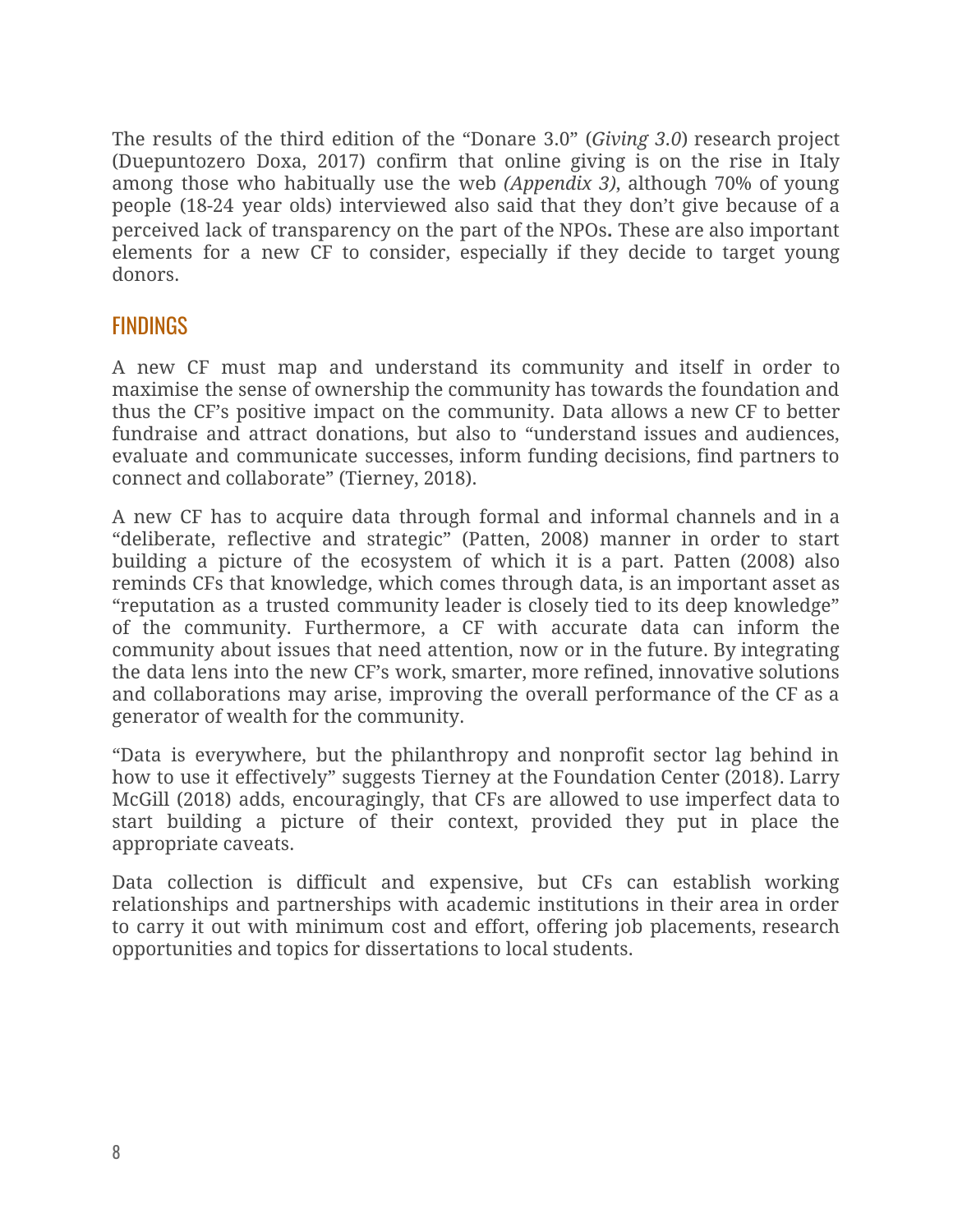The results of the third edition of the "Donare 3.0" (*Giving 3.0*) research project (Duepuntozero Doxa, 2017) confirm that online giving is on the rise in Italy among those who habitually use the web *(Appendix 3)*, although 70% of young people (18-24 year olds) interviewed also said that they don't give because of a perceived lack of transparency on the part of the NPOs. These are also important elements for a new CF to consider, especially if they decide to target young donors.

## FINDINGS

A new CF must map and understand its community and itself in order to maximise the sense of ownership the community has towards the foundation and thus the CF's positive impact on the community. Data allows a new CF to better fundraise and attract donations, but also to "understand issues and audiences, evaluate and communicate successes, inform funding decisions, find partners to connect and collaborate" (Tierney, 2018).

A new CF has to acquire data through formal and informal channels and in a "deliberate, reflective and strategic" (Patten, 2008) manner in order to start building a picture of the ecosystem of which it is a part. Patten (2008) also reminds CFs that knowledge, which comes through data, is an important asset as "reputation as a trusted community leader is closely tied to its deep knowledge" of the community. Furthermore, a CF with accurate data can inform the community about issues that need attention, now or in the future. By integrating the data lens into the new CF's work, smarter, more refined, innovative solutions and collaborations may arise, improving the overall performance of the CF as a generator of wealth for the community.

"Data is everywhere, but the philanthropy and nonprofit sector lag behind in how to use it effectively" suggests Tierney at the Foundation Center (2018). Larry McGill (2018) adds, encouragingly, that CFs are allowed to use imperfect data to start building a picture of their context, provided they put in place the appropriate caveats.

Data collection is difficult and expensive, but CFs can establish working relationships and partnerships with academic institutions in their area in order to carry it out with minimum cost and effort, offering job placements, research opportunities and topics for dissertations to local students.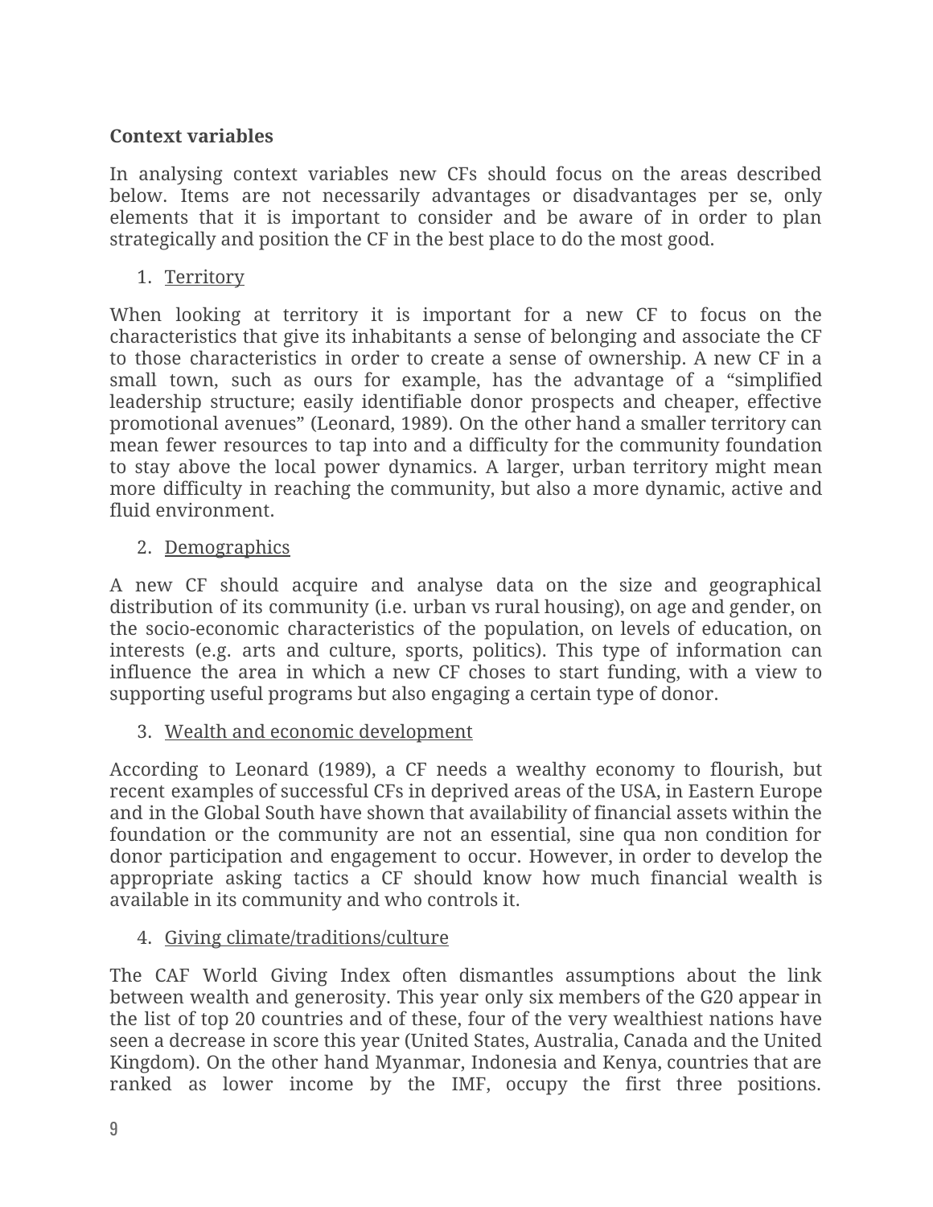**Context variables**

In analysing context variables new CFs should focus on the areas described below. Items are not necessarily advantages or disadvantages per se, only elements that it is important to consider and be aware of in order to plan strategically and position the CF in the best place to do the most good.

1. Territory

When looking at territory it is important for a new CF to focus on the characteristics that give its inhabitants a sense of belonging and associate the CF to those characteristics in order to create a sense of ownership. A new CF in a small town, such as ours for example, has the advantage of a "simplified leadership structure; easily identifiable donor prospects and cheaper, effective promotional avenues" (Leonard, 1989). On the other hand a smaller territory can mean fewer resources to tap into and a difficulty for the community foundation to stay above the local power dynamics. A larger, urban territory might mean more difficulty in reaching the community, but also a more dynamic, active and fluid environment.

2. Demographics

A new CF should acquire and analyse data on the size and geographical distribution of its community (i.e. urban vs rural housing), on age and gender, on the socio-economic characteristics of the population, on levels of education, on interests (e.g. arts and culture, sports, politics). This type of information can influence the area in which a new CF choses to start funding, with a view to supporting useful programs but also engaging a certain type of donor.

3. Wealth and economic development

According to Leonard (1989), a CF needs a wealthy economy to flourish, but recent examples of successful CFs in deprived areas of the USA, in Eastern Europe and in the Global South have shown that availability of financial assets within the foundation or the community are not an essential, sine qua non condition for donor participation and engagement to occur. However, in order to develop the appropriate asking tactics a CF should know how much financial wealth is available in its community and who controls it.

4. Giving climate/traditions/culture

The CAF World Giving Index often dismantles assumptions about the link between wealth and generosity. This year only six members of the G20 appear in the list of top 20 countries and of these, four of the very wealthiest nations have seen a decrease in score this year (United States, Australia, Canada and the United Kingdom). On the other hand Myanmar, Indonesia and Kenya, countries that are ranked as lower income by the IMF, occupy the first three positions.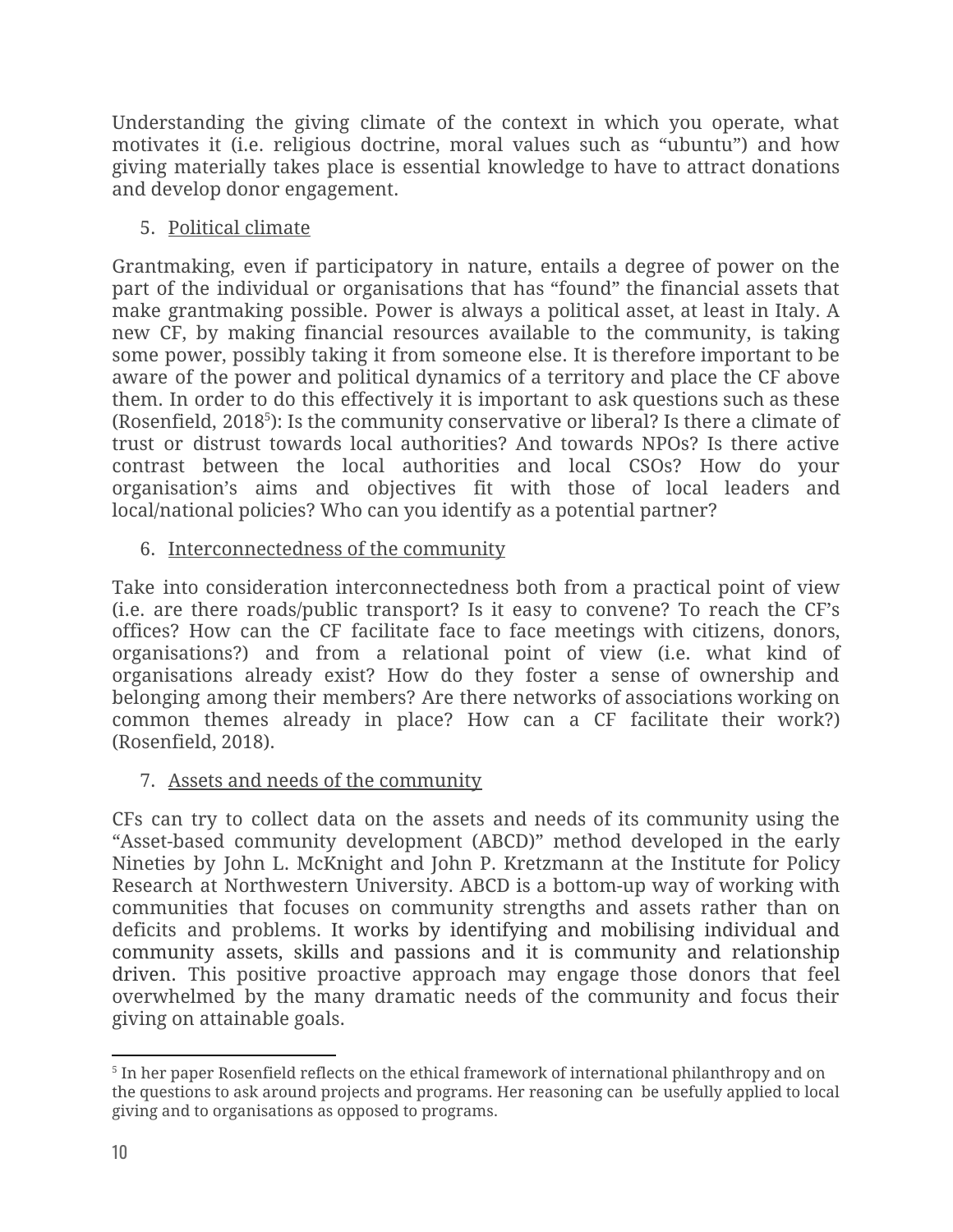Understanding the giving climate of the context in which you operate, what motivates it (i.e. religious doctrine, moral values such as “ubuntu”) and how giving materially takes place is essential knowledge to have to attract donations and develop donor engagement.

5. Political climate

Grantmaking, even if participatory in nature, entails a degree of power on the part of the individual or organisations that has “found” the financial assets that make grantmaking possible. Power is always a political asset, at least in Italy. A new CF, by making financial resources available to the community, is taking some power, possibly taking it from someone else. It is therefore important to be aware of the power and political dynamics of a territory and place the CF above them. In order to do this effectively it is important to ask questions such as these (Rosenfield, 2018[5]): Is the community conservative or liberal? Is there a climate of trust or distrust towards local authorities? And towards NPOs? Is there active contrast between the local authorities and local CSOs? How do your organisation’s aims and objectives fit with those of local leaders and local/national policies? Who can you identify as a potential partner?

6. Interconnectedness of the community

Take into consideration interconnectedness both from a practical point of view (i.e. are there roads/public transport? Is it easy to convene? To reach the CF’s offices? How can the CF facilitate face to face meetings with citizens, donors, organisations?) and from a relational point of view (i.e. what kind of organisations already exist? How do they foster a sense of ownership and belonging among their members? Are there networks of associations working on common themes already in place? How can a CF facilitate their work?) (Rosenfield, 2018).

7. Assets and needs of the community

CFs can try to collect data on the assets and needs of its community using the “Asset-based community development (ABCD)” method developed in the early Nineties by John L. McKnight and John P. Kretzmann at the Institute for Policy Research at Northwestern University. ABCD is a bottom-up way of working with communities that focuses on community strengths and assets rather than on deficits and problems. It works by identifying and mobilising individual and community assets, skills and passions and it is community and relationship driven. This positive proactive approach may engage those donors that feel overwhelmed by the many dramatic needs of the community and focus their giving on attainable goals.

---

[5] In her paper Rosenfield reflects on the ethical framework of international philanthropy and on the questions to ask around projects and programs. Her reasoning can be usefully applied to local giving and to organisations as opposed to programs.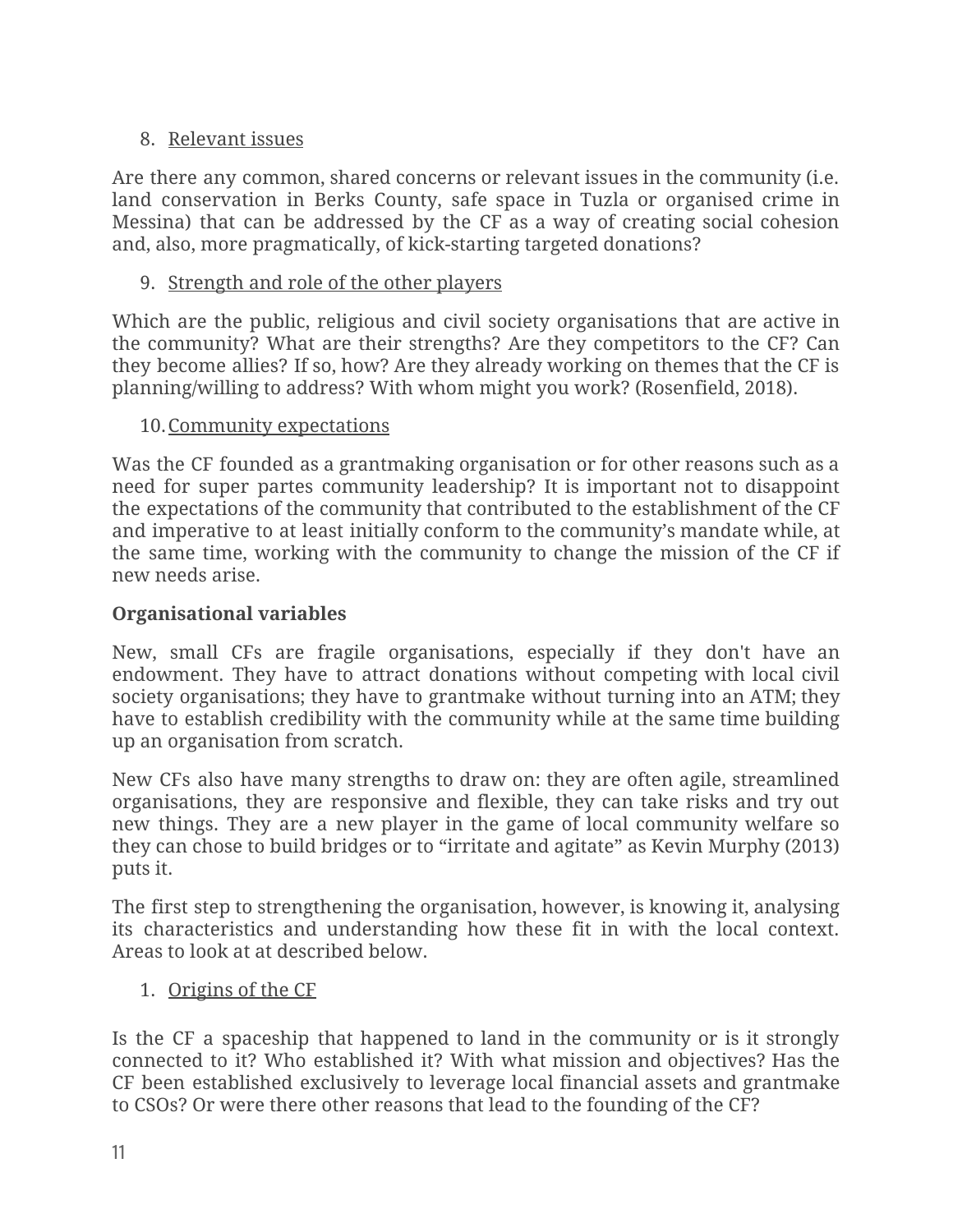8. <u>Relevant issues</u>

Are there any common, shared concerns or relevant issues in the community (i.e. land conservation in Berks County, safe space in Tuzla or organised crime in Messina) that can be addressed by the CF as a way of creating social cohesion and, also, more pragmatically, of kick-starting targeted donations?

9. <u>Strength and role of the other players</u>

Which are the public, religious and civil society organisations that are active in the community? What are their strengths? Are they competitors to the CF? Can they become allies? If so, how? Are they already working on themes that the CF is planning/willing to address? With whom might you work? (Rosenfield, 2018).

10. <u>Community expectations</u>

Was the CF founded as a grantmaking organisation or for other reasons such as a need for super partes community leadership? It is important not to disappoint the expectations of the community that contributed to the establishment of the CF and imperative to at least initially conform to the community's mandate while, at the same time, working with the community to change the mission of the CF if new needs arise.

**Organisational variables**

New, small CFs are fragile organisations, especially if they don't have an endowment. They have to attract donations without competing with local civil society organisations; they have to grantmake without turning into an ATM; they have to establish credibility with the community while at the same time building up an organisation from scratch.

New CFs also have many strengths to draw on: they are often agile, streamlined organisations, they are responsive and flexible, they can take risks and try out new things. They are a new player in the game of local community welfare so they can chose to build bridges or to "irritate and agitate" as Kevin Murphy (2013) puts it.

The first step to strengthening the organisation, however, is knowing it, analysing its characteristics and understanding how these fit in with the local context. Areas to look at at described below.

1. <u>Origins of the CF</u>

Is the CF a spaceship that happened to land in the community or is it strongly connected to it? Who established it? With what mission and objectives? Has the CF been established exclusively to leverage local financial assets and grantmake to CSOs? Or were there other reasons that lead to the founding of the CF?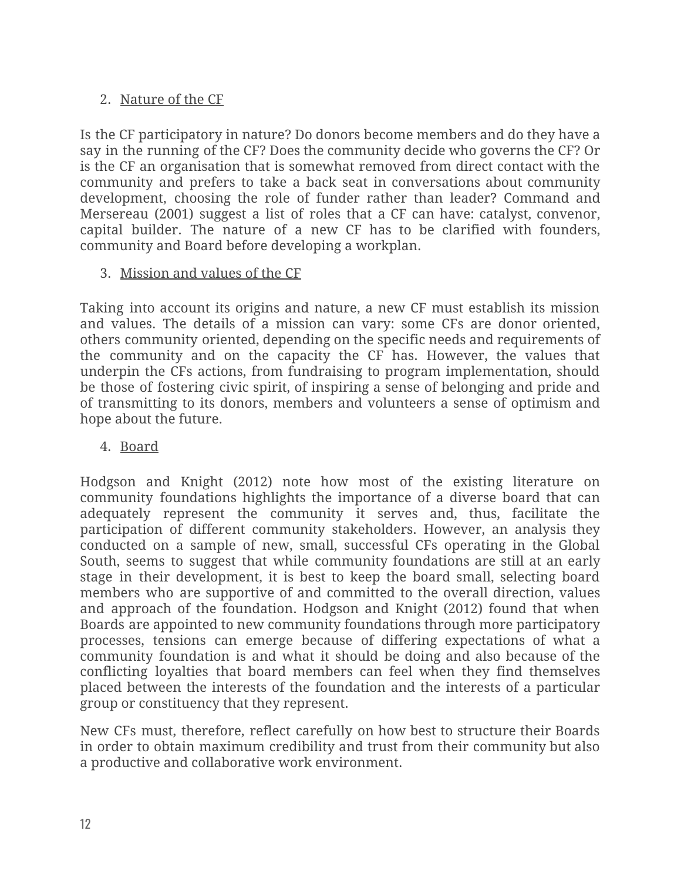2. Nature of the CF

Is the CF participatory in nature? Do donors become members and do they have a say in the running of the CF? Does the community decide who governs the CF? Or is the CF an organisation that is somewhat removed from direct contact with the community and prefers to take a back seat in conversations about community development, choosing the role of funder rather than leader? Command and Mersereau (2001) suggest a list of roles that a CF can have: catalyst, convenor, capital builder. The nature of a new CF has to be clarified with founders, community and Board before developing a workplan.

3. Mission and values of the CF

Taking into account its origins and nature, a new CF must establish its mission and values. The details of a mission can vary: some CFs are donor oriented, others community oriented, depending on the specific needs and requirements of the community and on the capacity the CF has. However, the values that underpin the CFs actions, from fundraising to program implementation, should be those of fostering civic spirit, of inspiring a sense of belonging and pride and of transmitting to its donors, members and volunteers a sense of optimism and hope about the future.

4. Board

Hodgson and Knight (2012) note how most of the existing literature on community foundations highlights the importance of a diverse board that can adequately represent the community it serves and, thus, facilitate the participation of different community stakeholders. However, an analysis they conducted on a sample of new, small, successful CFs operating in the Global South, seems to suggest that while community foundations are still at an early stage in their development, it is best to keep the board small, selecting board members who are supportive of and committed to the overall direction, values and approach of the foundation. Hodgson and Knight (2012) found that when Boards are appointed to new community foundations through more participatory processes, tensions can emerge because of differing expectations of what a community foundation is and what it should be doing and also because of the conflicting loyalties that board members can feel when they find themselves placed between the interests of the foundation and the interests of a particular group or constituency that they represent.

New CFs must, therefore, reflect carefully on how best to structure their Boards in order to obtain maximum credibility and trust from their community but also a productive and collaborative work environment.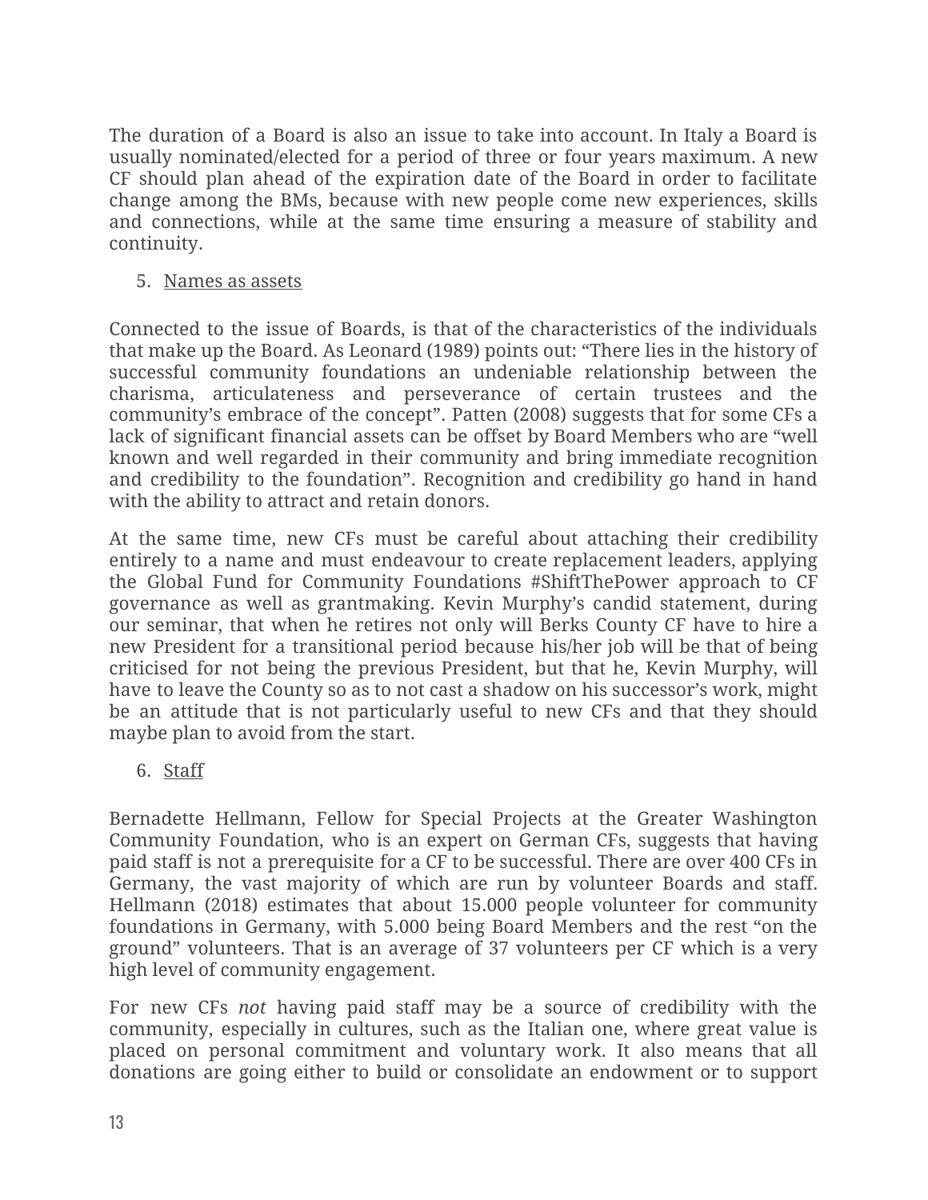The duration of a Board is also an issue to take into account. In Italy a Board is usually nominated/elected for a period of three or four years maximum. A new CF should plan ahead of the expiration date of the Board in order to facilitate change among the BMs, because with new people come new experiences, skills and connections, while at the same time ensuring a measure of stability and continuity.

5. <u>Names as assets</u>

Connected to the issue of Boards, is that of the characteristics of the individuals that make up the Board. As Leonard (1989) points out: "There lies in the history of successful community foundations an undeniable relationship between the charisma, articulateness and perseverance of certain trustees and the community's embrace of the concept". Patten (2008) suggests that for some CFs a lack of significant financial assets can be offset by Board Members who are "well known and well regarded in their community and bring immediate recognition and credibility to the foundation". Recognition and credibility go hand in hand with the ability to attract and retain donors.

At the same time, new CFs must be careful about attaching their credibility entirely to a name and must endeavour to create replacement leaders, applying the Global Fund for Community Foundations #ShiftThePower approach to CF governance as well as grantmaking. Kevin Murphy's candid statement, during our seminar, that when he retires not only will Berks County CF have to hire a new President for a transitional period because his/her job will be that of being criticised for not being the previous President, but that he, Kevin Murphy, will have to leave the County so as to not cast a shadow on his successor's work, might be an attitude that is not particularly useful to new CFs and that they should maybe plan to avoid from the start.

6. <u>Staff</u>

Bernadette Hellmann, Fellow for Special Projects at the Greater Washington Community Foundation, who is an expert on German CFs, suggests that having paid staff is not a prerequisite for a CF to be successful. There are over 400 CFs in Germany, the vast majority of which are run by volunteer Boards and staff. Hellmann (2018) estimates that about 15.000 people volunteer for community foundations in Germany, with 5.000 being Board Members and the rest "on the ground" volunteers. That is an average of 37 volunteers per CF which is a very high level of community engagement.

For new CFs *not* having paid staff may be a source of credibility with the community, especially in cultures, such as the Italian one, where great value is placed on personal commitment and voluntary work. It also means that all donations are going either to build or consolidate an endowment or to support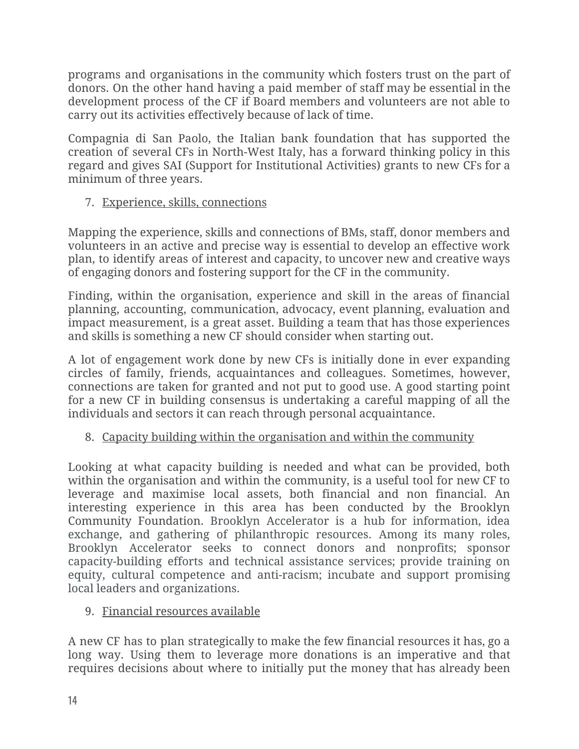programs and organisations in the community which fosters trust on the part of donors. On the other hand having a paid member of staff may be essential in the development process of the CF if Board members and volunteers are not able to carry out its activities effectively because of lack of time.

Compagnia di San Paolo, the Italian bank foundation that has supported the creation of several CFs in North-West Italy, has a forward thinking policy in this regard and gives SAI (Support for Institutional Activities) grants to new CFs for a minimum of three years.

7. Experience, skills, connections

Mapping the experience, skills and connections of BMs, staff, donor members and volunteers in an active and precise way is essential to develop an effective work plan, to identify areas of interest and capacity, to uncover new and creative ways of engaging donors and fostering support for the CF in the community.

Finding, within the organisation, experience and skill in the areas of financial planning, accounting, communication, advocacy, event planning, evaluation and impact measurement, is a great asset. Building a team that has those experiences and skills is something a new CF should consider when starting out.

A lot of engagement work done by new CFs is initially done in ever expanding circles of family, friends, acquaintances and colleagues. Sometimes, however, connections are taken for granted and not put to good use. A good starting point for a new CF in building consensus is undertaking a careful mapping of all the individuals and sectors it can reach through personal acquaintance.

8. Capacity building within the organisation and within the community

Looking at what capacity building is needed and what can be provided, both within the organisation and within the community, is a useful tool for new CF to leverage and maximise local assets, both financial and non financial. An interesting experience in this area has been conducted by the Brooklyn Community Foundation. Brooklyn Accelerator is a hub for information, idea exchange, and gathering of philanthropic resources. Among its many roles, Brooklyn Accelerator seeks to connect donors and nonprofits; sponsor capacity-building efforts and technical assistance services; provide training on equity, cultural competence and anti-racism; incubate and support promising local leaders and organizations.

9. Financial resources available

A new CF has to plan strategically to make the few financial resources it has, go a long way. Using them to leverage more donations is an imperative and that requires decisions about where to initially put the money that has already been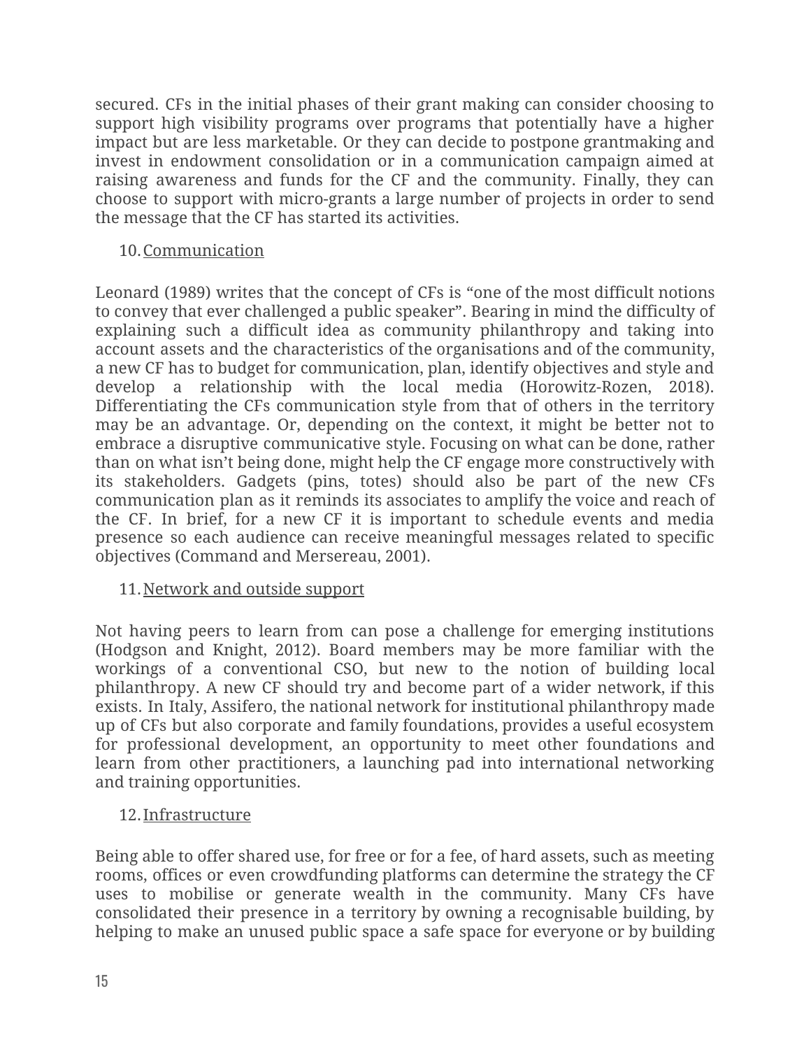secured. CFs in the initial phases of their grant making can consider choosing to support high visibility programs over programs that potentially have a higher impact but are less marketable. Or they can decide to postpone grantmaking and invest in endowment consolidation or in a communication campaign aimed at raising awareness and funds for the CF and the community. Finally, they can choose to support with micro-grants a large number of projects in order to send the message that the CF has started its activities.

10. <u>Communication</u>

Leonard (1989) writes that the concept of CFs is “one of the most difficult notions to convey that ever challenged a public speaker”. Bearing in mind the difficulty of explaining such a difficult idea as community philanthropy and taking into account assets and the characteristics of the organisations and of the community, a new CF has to budget for communication, plan, identify objectives and style and develop a relationship with the local media (Horowitz-Rozen, 2018). Differentiating the CFs communication style from that of others in the territory may be an advantage. Or, depending on the context, it might be better not to embrace a disruptive communicative style. Focusing on what can be done, rather than on what isn’t being done, might help the CF engage more constructively with its stakeholders. Gadgets (pins, totes) should also be part of the new CFs communication plan as it reminds its associates to amplify the voice and reach of the CF. In brief, for a new CF it is important to schedule events and media presence so each audience can receive meaningful messages related to specific objectives (Command and Mersereau, 2001).

11. <u>Network and outside support</u>

Not having peers to learn from can pose a challenge for emerging institutions (Hodgson and Knight, 2012). Board members may be more familiar with the workings of a conventional CSO, but new to the notion of building local philanthropy. A new CF should try and become part of a wider network, if this exists. In Italy, Assifero, the national network for institutional philanthropy made up of CFs but also corporate and family foundations, provides a useful ecosystem for professional development, an opportunity to meet other foundations and learn from other practitioners, a launching pad into international networking and training opportunities.

12. <u>Infrastructure</u>

Being able to offer shared use, for free or for a fee, of hard assets, such as meeting rooms, offices or even crowdfunding platforms can determine the strategy the CF uses to mobilise or generate wealth in the community. Many CFs have consolidated their presence in a territory by owning a recognisable building, by helping to make an unused public space a safe space for everyone or by building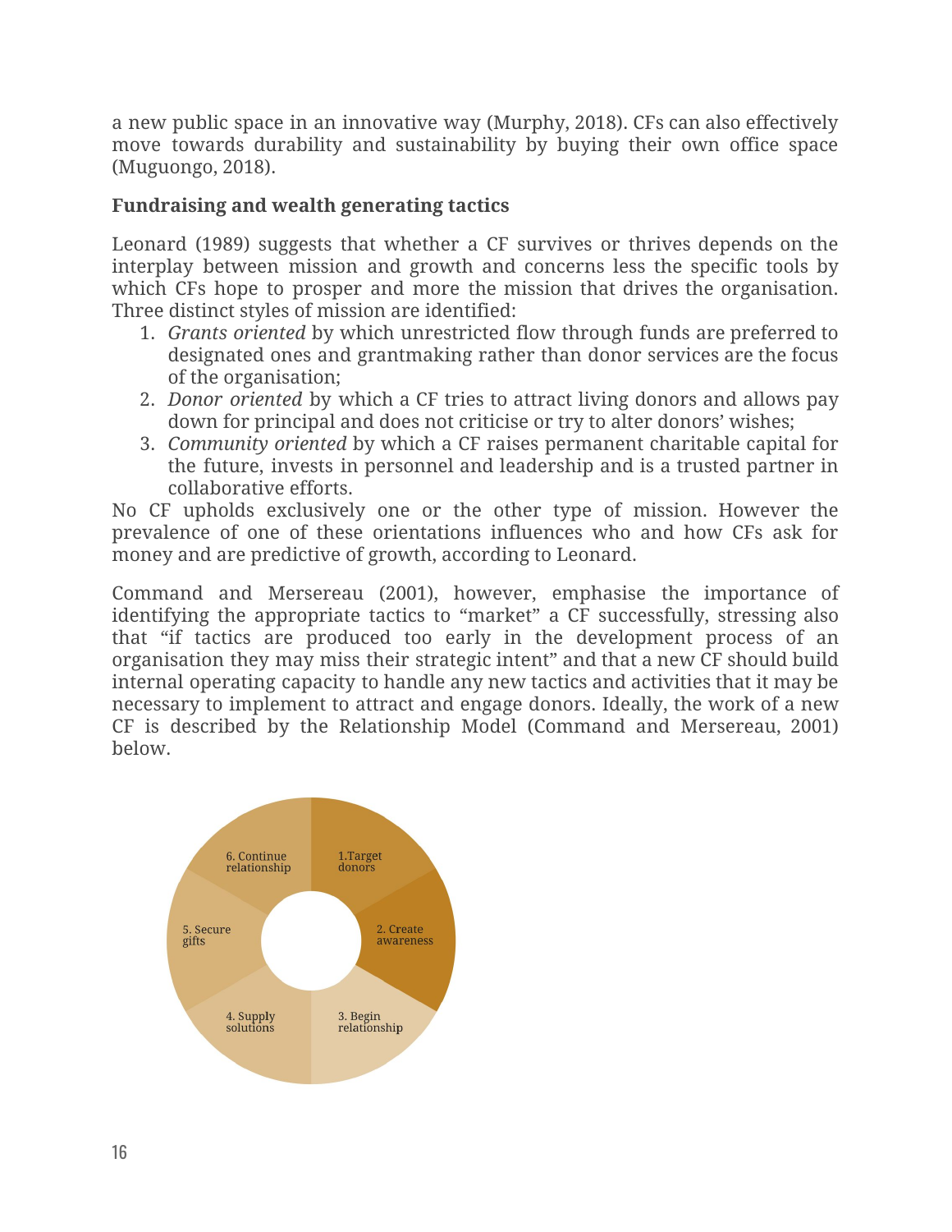a new public space in an innovative way (Murphy, 2018). CFs can also effectively move towards durability and sustainability by buying their own office space (Muguongo, 2018).

**Fundraising and wealth generating tactics**

Leonard (1989) suggests that whether a CF survives or thrives depends on the interplay between mission and growth and concerns less the specific tools by which CFs hope to prosper and more the mission that drives the organisation. Three distinct styles of mission are identified:

1. *Grants oriented* by which unrestricted flow through funds are preferred to designated ones and grantmaking rather than donor services are the focus of the organisation;
2. *Donor oriented* by which a CF tries to attract living donors and allows pay down for principal and does not criticise or try to alter donors' wishes;
3. *Community oriented* by which a CF raises permanent charitable capital for the future, invests in personnel and leadership and is a trusted partner in collaborative efforts.

No CF upholds exclusively one or the other type of mission. However the prevalence of one of these orientations influences who and how CFs ask for money and are predictive of growth, according to Leonard.

Command and Mersereau (2001), however, emphasise the importance of identifying the appropriate tactics to "market" a CF successfully, stressing also that "if tactics are produced too early in the development process of an organisation they may miss their strategic intent" and that a new CF should build internal operating capacity to handle any new tactics and activities that it may be necessary to implement to attract and engage donors. Ideally, the work of a new CF is described by the Relationship Model (Command and Mersereau, 2001) below.

1.Target donors
2. Create awareness
3. Begin relationship
4. Supply solutions
5. Secure gifts
6. Continue relationship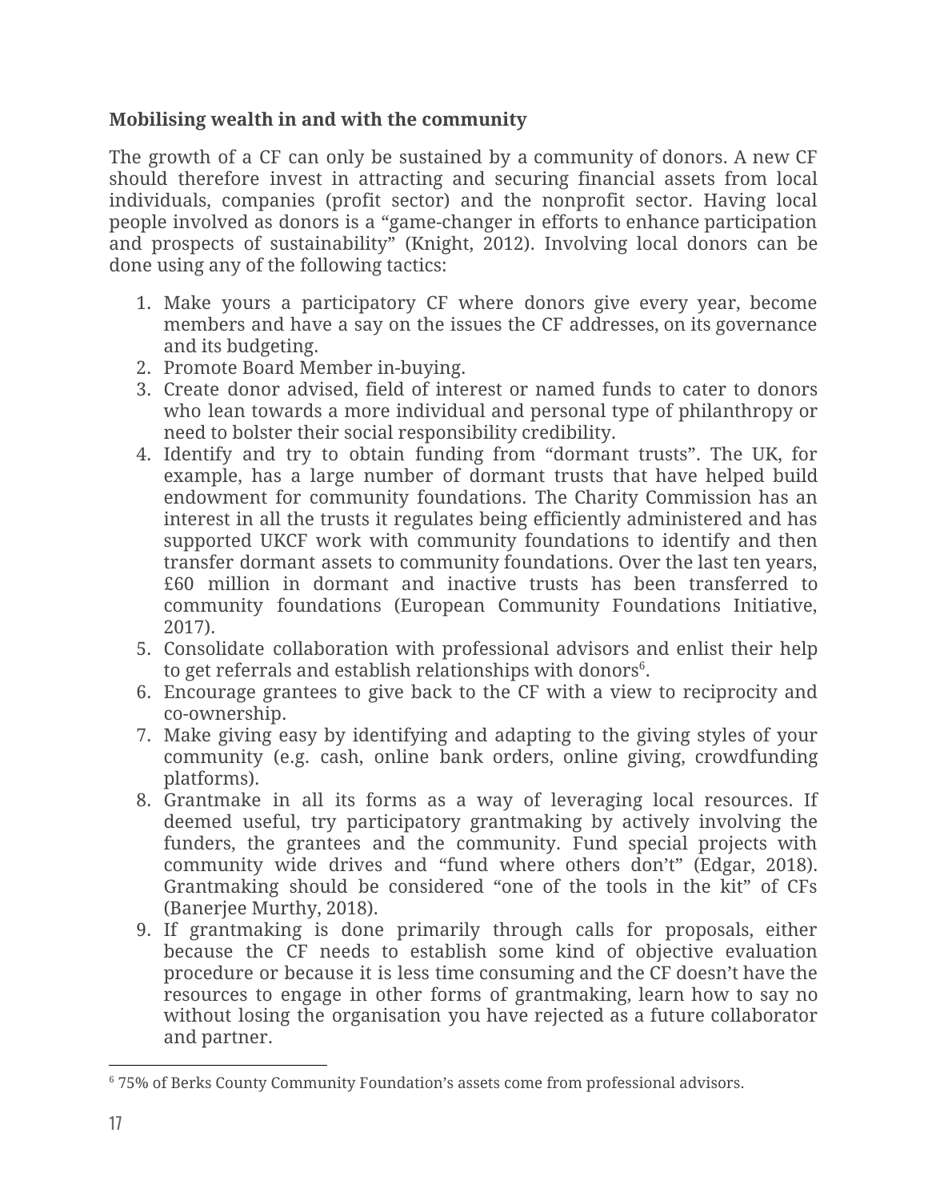**Mobilising wealth in and with the community**

The growth of a CF can only be sustained by a community of donors. A new CF should therefore invest in attracting and securing financial assets from local individuals, companies (profit sector) and the nonprofit sector. Having local people involved as donors is a "game-changer in efforts to enhance participation and prospects of sustainability" (Knight, 2012). Involving local donors can be done using any of the following tactics:

1. Make yours a participatory CF where donors give every year, become members and have a say on the issues the CF addresses, on its governance and its budgeting.
2. Promote Board Member in-buying.
3. Create donor advised, field of interest or named funds to cater to donors who lean towards a more individual and personal type of philanthropy or need to bolster their social responsibility credibility.
4. Identify and try to obtain funding from "dormant trusts". The UK, for example, has a large number of dormant trusts that have helped build endowment for community foundations. The Charity Commission has an interest in all the trusts it regulates being efficiently administered and has supported UKCF work with community foundations to identify and then transfer dormant assets to community foundations. Over the last ten years, £60 million in dormant and inactive trusts has been transferred to community foundations (European Community Foundations Initiative, 2017).
5. Consolidate collaboration with professional advisors and enlist their help to get referrals and establish relationships with donors[6].
6. Encourage grantees to give back to the CF with a view to reciprocity and co-ownership.
7. Make giving easy by identifying and adapting to the giving styles of your community (e.g. cash, online bank orders, online giving, crowdfunding platforms).
8. Grantmake in all its forms as a way of leveraging local resources. If deemed useful, try participatory grantmaking by actively involving the funders, the grantees and the community. Fund special projects with community wide drives and "fund where others don't" (Edgar, 2018). Grantmaking should be considered "one of the tools in the kit" of CFs (Banerjee Murthy, 2018).
9. If grantmaking is done primarily through calls for proposals, either because the CF needs to establish some kind of objective evaluation procedure or because it is less time consuming and the CF doesn't have the resources to engage in other forms of grantmaking, learn how to say no without losing the organisation you have rejected as a future collaborator and partner.

[6] 75% of Berks County Community Foundation's assets come from professional advisors.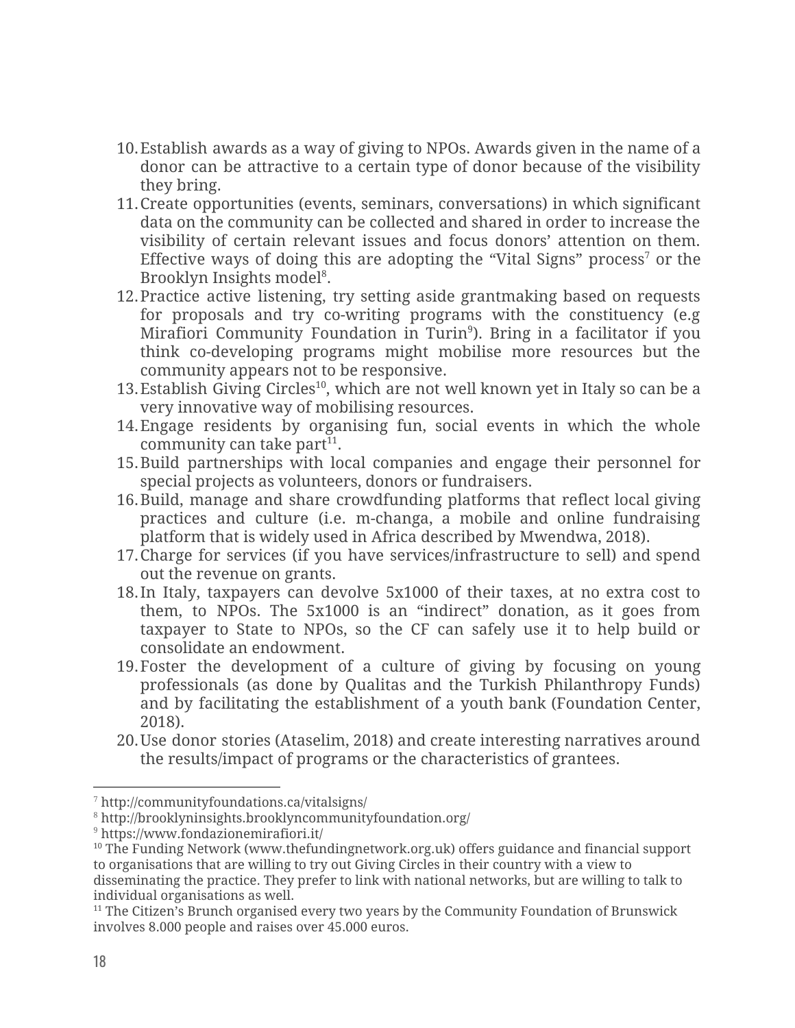10. Establish awards as a way of giving to NPOs. Awards given in the name of a donor can be attractive to a certain type of donor because of the visibility they bring.
11. Create opportunities (events, seminars, conversations) in which significant data on the community can be collected and shared in order to increase the visibility of certain relevant issues and focus donors' attention on them. Effective ways of doing this are adopting the "Vital Signs" process[7] or the Brooklyn Insights model[8].
12. Practice active listening, try setting aside grantmaking based on requests for proposals and try co-writing programs with the constituency (e.g Mirafiori Community Foundation in Turin[9]). Bring in a facilitator if you think co-developing programs might mobilise more resources but the community appears not to be responsive.
13. Establish Giving Circles[10], which are not well known yet in Italy so can be a very innovative way of mobilising resources.
14. Engage residents by organising fun, social events in which the whole community can take part[11].
15. Build partnerships with local companies and engage their personnel for special projects as volunteers, donors or fundraisers.
16. Build, manage and share crowdfunding platforms that reflect local giving practices and culture (i.e. m-changa, a mobile and online fundraising platform that is widely used in Africa described by Mwendwa, 2018).
17. Charge for services (if you have services/infrastructure to sell) and spend out the revenue on grants.
18. In Italy, taxpayers can devolve 5x1000 of their taxes, at no extra cost to them, to NPOs. The 5x1000 is an "indirect" donation, as it goes from taxpayer to State to NPOs, so the CF can safely use it to help build or consolidate an endowment.
19. Foster the development of a culture of giving by focusing on young professionals (as done by Qualitas and the Turkish Philanthropy Funds) and by facilitating the establishment of a youth bank (Foundation Center, 2018).
20. Use donor stories (Ataselim, 2018) and create interesting narratives around the results/impact of programs or the characteristics of grantees.

---

[7] http://communityfoundations.ca/vitalsigns/

[8] http://brooklyninsights.brooklyncommunityfoundation.org/

[9] https://www.fondazionemirafiori.it/

[10] The Funding Network (www.thefundingnetwork.org.uk) offers guidance and financial support to organisations that are willing to try out Giving Circles in their country with a view to disseminating the practice. They prefer to link with national networks, but are willing to talk to individual organisations as well.

[11] The Citizen's Brunch organised every two years by the Community Foundation of Brunswick involves 8.000 people and raises over 45.000 euros.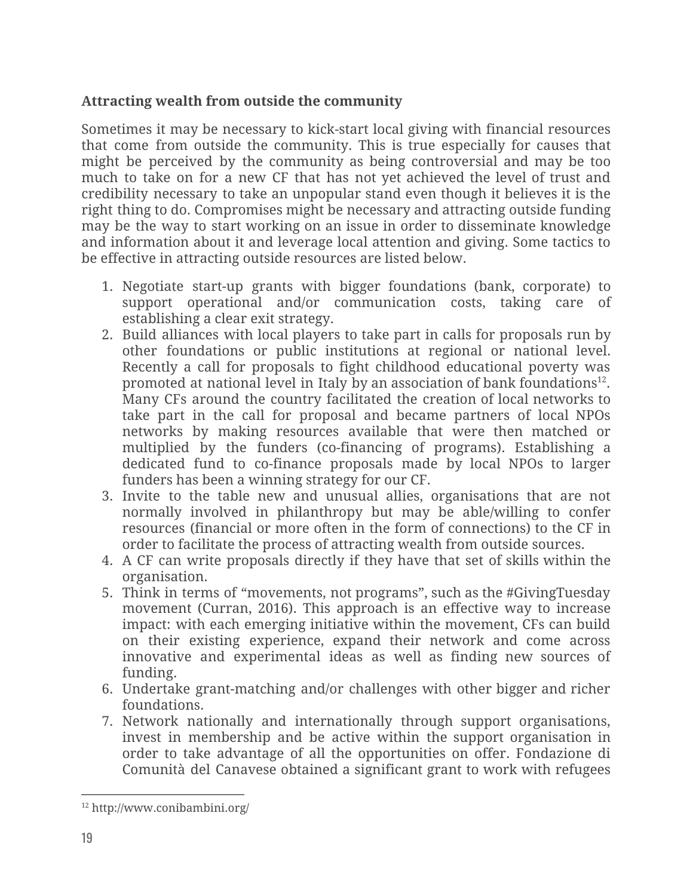**Attracting wealth from outside the community**

Sometimes it may be necessary to kick-start local giving with financial resources that come from outside the community. This is true especially for causes that might be perceived by the community as being controversial and may be too much to take on for a new CF that has not yet achieved the level of trust and credibility necessary to take an unpopular stand even though it believes it is the right thing to do. Compromises might be necessary and attracting outside funding may be the way to start working on an issue in order to disseminate knowledge and information about it and leverage local attention and giving. Some tactics to be effective in attracting outside resources are listed below.

1. Negotiate start-up grants with bigger foundations (bank, corporate) to support operational and/or communication costs, taking care of establishing a clear exit strategy.
2. Build alliances with local players to take part in calls for proposals run by other foundations or public institutions at regional or national level. Recently a call for proposals to fight childhood educational poverty was promoted at national level in Italy by an association of bank foundations[12]. Many CFs around the country facilitated the creation of local networks to take part in the call for proposal and became partners of local NPOs networks by making resources available that were then matched or multiplied by the funders (co-financing of programs). Establishing a dedicated fund to co-finance proposals made by local NPOs to larger funders has been a winning strategy for our CF.
3. Invite to the table new and unusual allies, organisations that are not normally involved in philanthropy but may be able/willing to confer resources (financial or more often in the form of connections) to the CF in order to facilitate the process of attracting wealth from outside sources.
4. A CF can write proposals directly if they have that set of skills within the organisation.
5. Think in terms of "movements, not programs", such as the #GivingTuesday movement (Curran, 2016). This approach is an effective way to increase impact: with each emerging initiative within the movement, CFs can build on their existing experience, expand their network and come across innovative and experimental ideas as well as finding new sources of funding.
6. Undertake grant-matching and/or challenges with other bigger and richer foundations.
7. Network nationally and internationally through support organisations, invest in membership and be active within the support organisation in order to take advantage of all the opportunities on offer. Fondazione di Comunità del Canavese obtained a significant grant to work with refugees

---

[12] http://www.conibambini.org/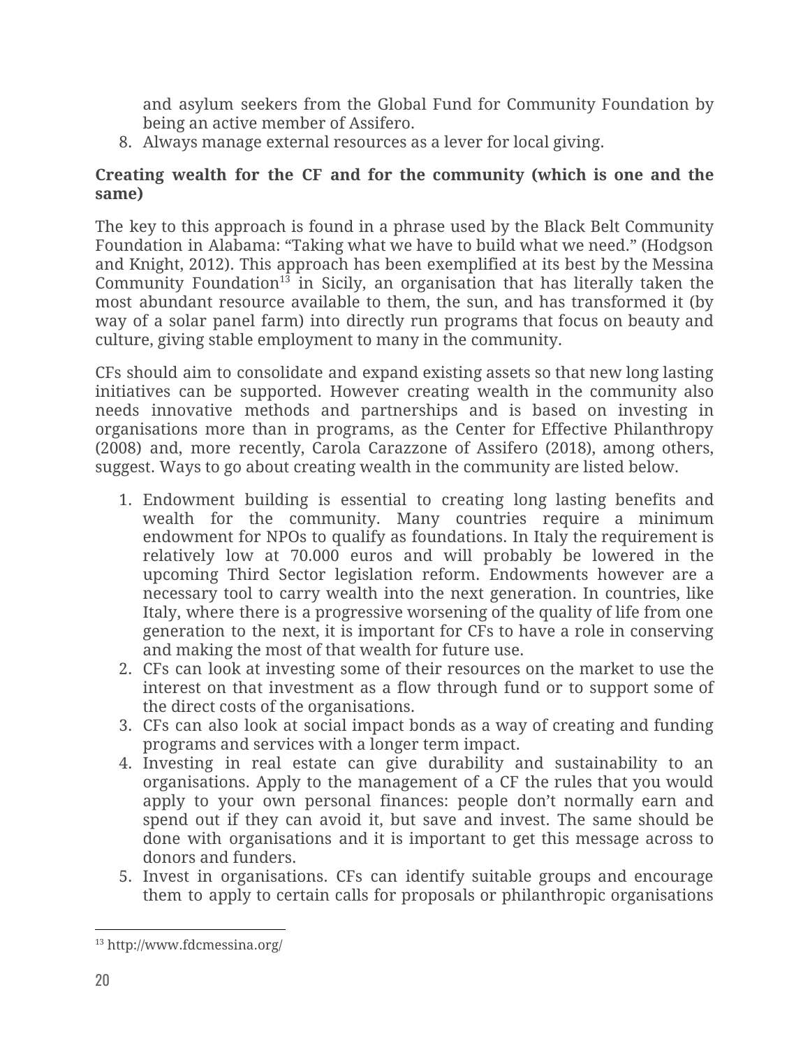and asylum seekers from the Global Fund for Community Foundation by being an active member of Assifero.
8. Always manage external resources as a lever for local giving.

**Creating wealth for the CF and for the community (which is one and the same)**

The key to this approach is found in a phrase used by the Black Belt Community Foundation in Alabama: “Taking what we have to build what we need.” (Hodgson and Knight, 2012). This approach has been exemplified at its best by the Messina Community Foundation[13] in Sicily, an organisation that has literally taken the most abundant resource available to them, the sun, and has transformed it (by way of a solar panel farm) into directly run programs that focus on beauty and culture, giving stable employment to many in the community.

CFs should aim to consolidate and expand existing assets so that new long lasting initiatives can be supported. However creating wealth in the community also needs innovative methods and partnerships and is based on investing in organisations more than in programs, as the Center for Effective Philanthropy (2008) and, more recently, Carola Carazzone of Assifero (2018), among others, suggest. Ways to go about creating wealth in the community are listed below.

1. Endowment building is essential to creating long lasting benefits and wealth for the community. Many countries require a minimum endowment for NPOs to qualify as foundations. In Italy the requirement is relatively low at 70.000 euros and will probably be lowered in the upcoming Third Sector legislation reform. Endowments however are a necessary tool to carry wealth into the next generation. In countries, like Italy, where there is a progressive worsening of the quality of life from one generation to the next, it is important for CFs to have a role in conserving and making the most of that wealth for future use.
2. CFs can look at investing some of their resources on the market to use the interest on that investment as a flow through fund or to support some of the direct costs of the organisations.
3. CFs can also look at social impact bonds as a way of creating and funding programs and services with a longer term impact.
4. Investing in real estate can give durability and sustainability to an organisations. Apply to the management of a CF the rules that you would apply to your own personal finances: people don’t normally earn and spend out if they can avoid it, but save and invest. The same should be done with organisations and it is important to get this message across to donors and funders.
5. Invest in organisations. CFs can identify suitable groups and encourage them to apply to certain calls for proposals or philanthropic organisations

[13] http://www.fdcmessina.org/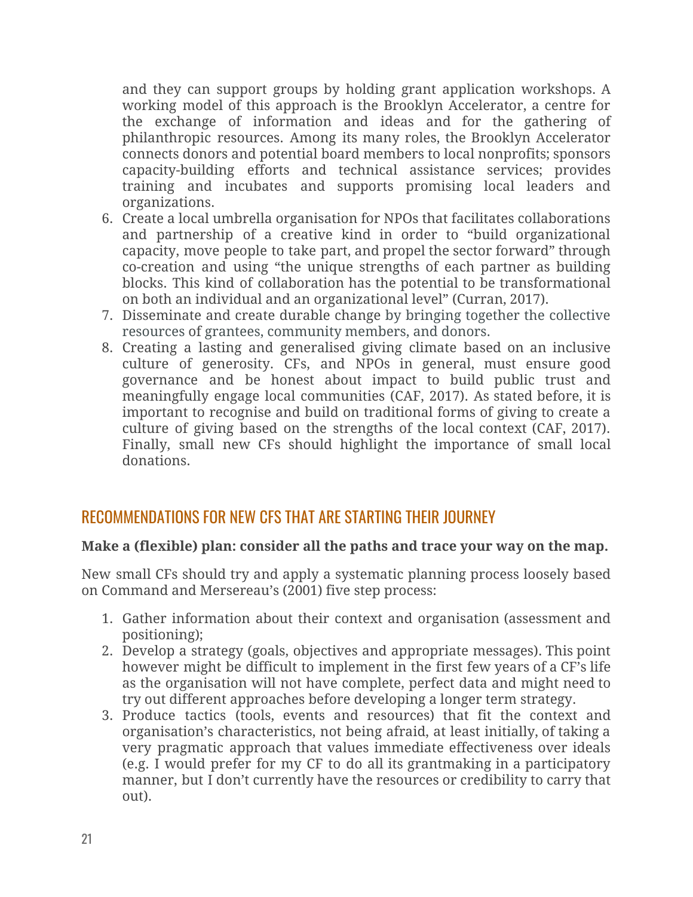and they can support groups by holding grant application workshops. A working model of this approach is the Brooklyn Accelerator, a centre for the exchange of information and ideas and for the gathering of philanthropic resources. Among its many roles, the Brooklyn Accelerator connects donors and potential board members to local nonprofits; sponsors capacity-building efforts and technical assistance services; provides training and incubates and supports promising local leaders and organizations.

6. Create a local umbrella organisation for NPOs that facilitates collaborations and partnership of a creative kind in order to "build organizational capacity, move people to take part, and propel the sector forward" through co-creation and using "the unique strengths of each partner as building blocks. This kind of collaboration has the potential to be transformational on both an individual and an organizational level" (Curran, 2017).
7. Disseminate and create durable change by bringing together the collective resources of grantees, community members, and donors.
8. Creating a lasting and generalised giving climate based on an inclusive culture of generosity. CFs, and NPOs in general, must ensure good governance and be honest about impact to build public trust and meaningfully engage local communities (CAF, 2017). As stated before, it is important to recognise and build on traditional forms of giving to create a culture of giving based on the strengths of the local context (CAF, 2017). Finally, small new CFs should highlight the importance of small local donations.

## RECOMMENDATIONS FOR NEW CFS THAT ARE STARTING THEIR JOURNEY

**Make a (flexible) plan: consider all the paths and trace your way on the map.**

New small CFs should try and apply a systematic planning process loosely based on Command and Mersereau's (2001) five step process:

1. Gather information about their context and organisation (assessment and positioning);
2. Develop a strategy (goals, objectives and appropriate messages). This point however might be difficult to implement in the first few years of a CF's life as the organisation will not have complete, perfect data and might need to try out different approaches before developing a longer term strategy.
3. Produce tactics (tools, events and resources) that fit the context and organisation's characteristics, not being afraid, at least initially, of taking a very pragmatic approach that values immediate effectiveness over ideals (e.g. I would prefer for my CF to do all its grantmaking in a participatory manner, but I don't currently have the resources or credibility to carry that out).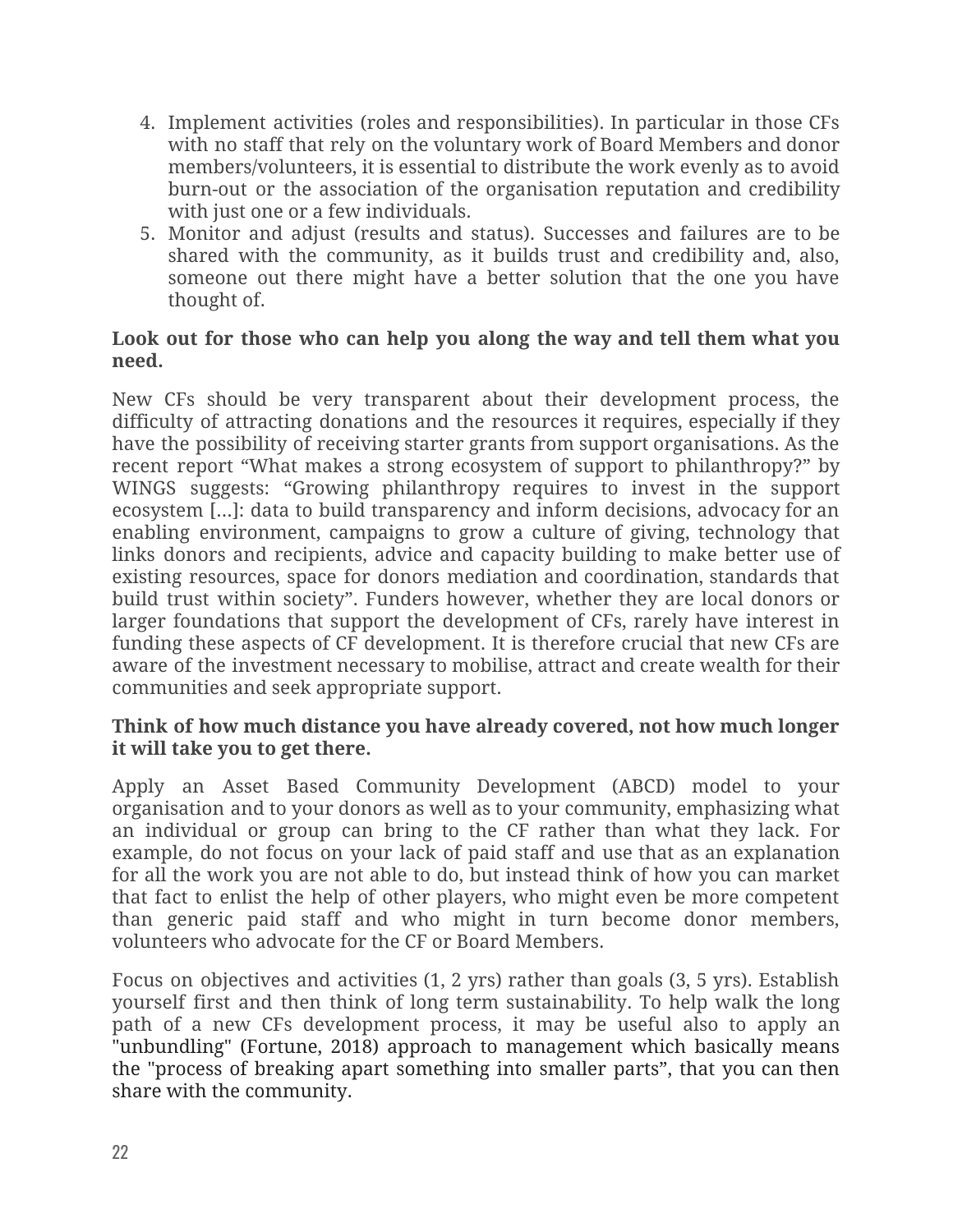4. Implement activities (roles and responsibilities). In particular in those CFs with no staff that rely on the voluntary work of Board Members and donor members/volunteers, it is essential to distribute the work evenly as to avoid burn-out or the association of the organisation reputation and credibility with just one or a few individuals.
5. Monitor and adjust (results and status). Successes and failures are to be shared with the community, as it builds trust and credibility and, also, someone out there might have a better solution that the one you have thought of.

**Look out for those who can help you along the way and tell them what you need.**

New CFs should be very transparent about their development process, the difficulty of attracting donations and the resources it requires, especially if they have the possibility of receiving starter grants from support organisations. As the recent report "What makes a strong ecosystem of support to philanthropy?" by WINGS suggests: "Growing philanthropy requires to invest in the support ecosystem […]: data to build transparency and inform decisions, advocacy for an enabling environment, campaigns to grow a culture of giving, technology that links donors and recipients, advice and capacity building to make better use of existing resources, space for donors mediation and coordination, standards that build trust within society". Funders however, whether they are local donors or larger foundations that support the development of CFs, rarely have interest in funding these aspects of CF development. It is therefore crucial that new CFs are aware of the investment necessary to mobilise, attract and create wealth for their communities and seek appropriate support.

**Think of how much distance you have already covered, not how much longer it will take you to get there.**

Apply an Asset Based Community Development (ABCD) model to your organisation and to your donors as well as to your community, emphasizing what an individual or group can bring to the CF rather than what they lack. For example, do not focus on your lack of paid staff and use that as an explanation for all the work you are not able to do, but instead think of how you can market that fact to enlist the help of other players, who might even be more competent than generic paid staff and who might in turn become donor members, volunteers who advocate for the CF or Board Members.

Focus on objectives and activities (1, 2 yrs) rather than goals (3, 5 yrs). Establish yourself first and then think of long term sustainability. To help walk the long path of a new CFs development process, it may be useful also to apply an "unbundling" (Fortune, 2018) approach to management which basically means the "process of breaking apart something into smaller parts", that you can then share with the community.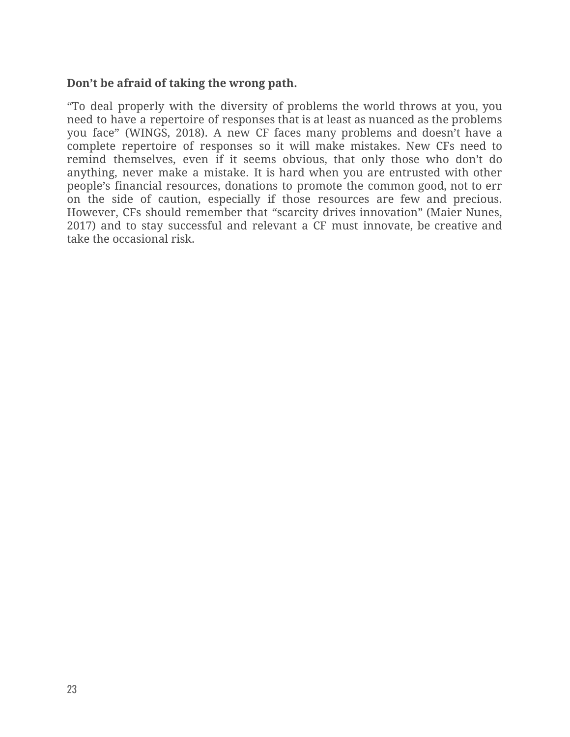**Don’t be afraid of taking the wrong path.**

“To deal properly with the diversity of problems the world throws at you, you need to have a repertoire of responses that is at least as nuanced as the problems you face” (WINGS, 2018). A new CF faces many problems and doesn’t have a complete repertoire of responses so it will make mistakes. New CFs need to remind themselves, even if it seems obvious, that only those who don’t do anything, never make a mistake. It is hard when you are entrusted with other people’s financial resources, donations to promote the common good, not to err on the side of caution, especially if those resources are few and precious. However, CFs should remember that “scarcity drives innovation” (Maier Nunes, 2017) and to stay successful and relevant a CF must innovate, be creative and take the occasional risk.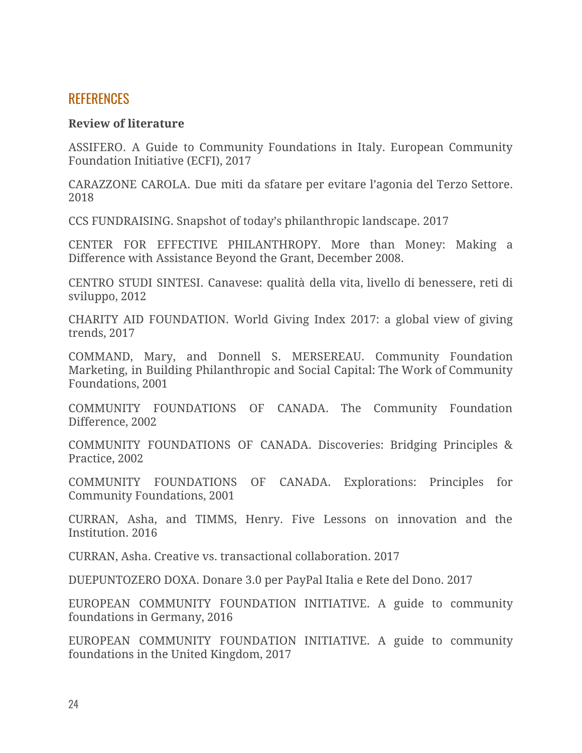## REFERENCES

**Review of literature**

ASSIFERO. A Guide to Community Foundations in Italy. European Community Foundation Initiative (ECFI), 2017

CARAZZONE CAROLA. Due miti da sfatare per evitare l'agonia del Terzo Settore. 2018

CCS FUNDRAISING. Snapshot of today's philanthropic landscape. 2017

CENTER FOR EFFECTIVE PHILANTHROPY. More than Money: Making a Difference with Assistance Beyond the Grant, December 2008.

CENTRO STUDI SINTESI. Canavese: qualità della vita, livello di benessere, reti di sviluppo, 2012

CHARITY AID FOUNDATION. World Giving Index 2017: a global view of giving trends, 2017

COMMAND, Mary, and Donnell S. MERSEREAU. Community Foundation Marketing, in Building Philanthropic and Social Capital: The Work of Community Foundations, 2001

COMMUNITY FOUNDATIONS OF CANADA. The Community Foundation Difference, 2002

COMMUNITY FOUNDATIONS OF CANADA. Discoveries: Bridging Principles & Practice, 2002

COMMUNITY FOUNDATIONS OF CANADA. Explorations: Principles for Community Foundations, 2001

CURRAN, Asha, and TIMMS, Henry. Five Lessons on innovation and the Institution. 2016

CURRAN, Asha. Creative vs. transactional collaboration. 2017

DUEPUNTOZERO DOXA. Donare 3.0 per PayPal Italia e Rete del Dono. 2017

EUROPEAN COMMUNITY FOUNDATION INITIATIVE. A guide to community foundations in Germany, 2016

EUROPEAN COMMUNITY FOUNDATION INITIATIVE. A guide to community foundations in the United Kingdom, 2017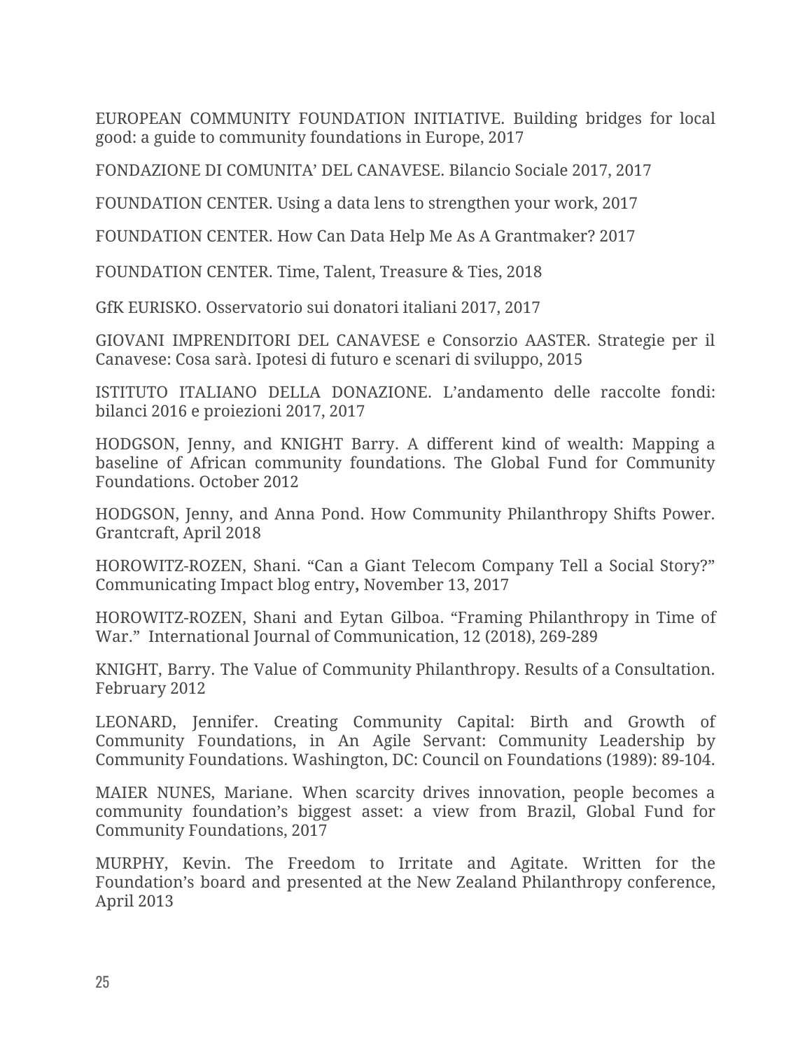EUROPEAN COMMUNITY FOUNDATION INITIATIVE. Building bridges for local good: a guide to community foundations in Europe, 2017

FONDAZIONE DI COMUNITA' DEL CANAVESE. Bilancio Sociale 2017, 2017

FOUNDATION CENTER. Using a data lens to strengthen your work, 2017

FOUNDATION CENTER. How Can Data Help Me As A Grantmaker? 2017

FOUNDATION CENTER. Time, Talent, Treasure & Ties, 2018

GfK EURISKO. Osservatorio sui donatori italiani 2017, 2017

GIOVANI IMPRENDITORI DEL CANAVESE e Consorzio AASTER. Strategie per il Canavese: Cosa sarà. Ipotesi di futuro e scenari di sviluppo, 2015

ISTITUTO ITALIANO DELLA DONAZIONE. L'andamento delle raccolte fondi: bilanci 2016 e proiezioni 2017, 2017

HODGSON, Jenny, and KNIGHT Barry. A different kind of wealth: Mapping a baseline of African community foundations. The Global Fund for Community Foundations. October 2012

HODGSON, Jenny, and Anna Pond. How Community Philanthropy Shifts Power. Grantcraft, April 2018

HOROWITZ-ROZEN, Shani. "Can a Giant Telecom Company Tell a Social Story?" Communicating Impact blog entry**,** November 13, 2017

HOROWITZ-ROZEN, Shani and Eytan Gilboa. "Framing Philanthropy in Time of War." International Journal of Communication, 12 (2018), 269-289

KNIGHT, Barry. The Value of Community Philanthropy. Results of a Consultation. February 2012

LEONARD, Jennifer. Creating Community Capital: Birth and Growth of Community Foundations, in An Agile Servant: Community Leadership by Community Foundations. Washington, DC: Council on Foundations (1989): 89-104.

MAIER NUNES, Mariane. When scarcity drives innovation, people becomes a community foundation's biggest asset: a view from Brazil, Global Fund for Community Foundations, 2017

MURPHY, Kevin. The Freedom to Irritate and Agitate. Written for the Foundation's board and presented at the New Zealand Philanthropy conference, April 2013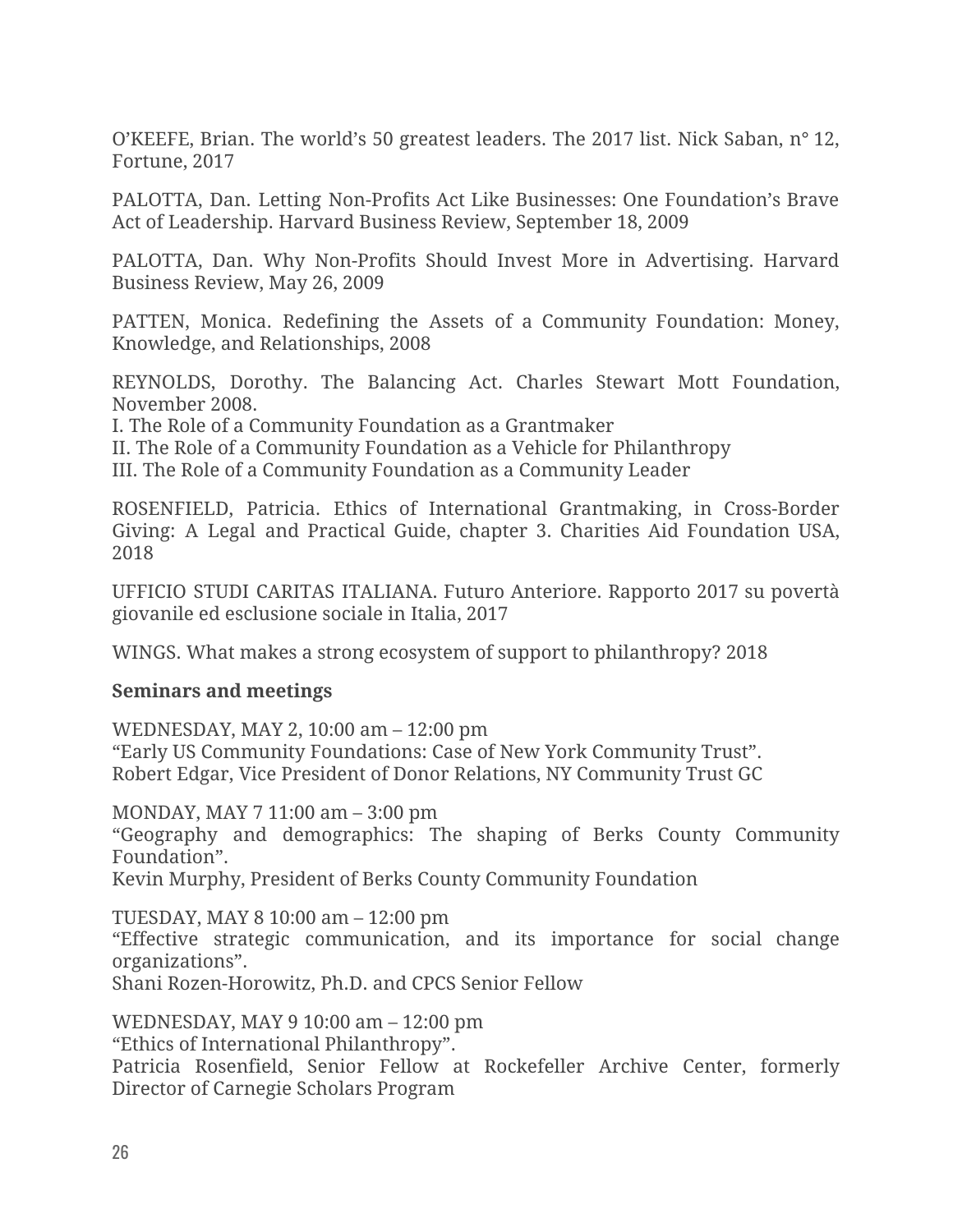O'KEEFE, Brian. The world's 50 greatest leaders. The 2017 list. Nick Saban, n° 12, Fortune, 2017

PALOTTA, Dan. Letting Non-Profits Act Like Businesses: One Foundation's Brave Act of Leadership. Harvard Business Review, September 18, 2009

PALOTTA, Dan. Why Non-Profits Should Invest More in Advertising. Harvard Business Review, May 26, 2009

PATTEN, Monica. Redefining the Assets of a Community Foundation: Money, Knowledge, and Relationships, 2008

REYNOLDS, Dorothy. The Balancing Act. Charles Stewart Mott Foundation, November 2008.
I. The Role of a Community Foundation as a Grantmaker
II. The Role of a Community Foundation as a Vehicle for Philanthropy
III. The Role of a Community Foundation as a Community Leader

ROSENFIELD, Patricia. Ethics of International Grantmaking, in Cross-Border Giving: A Legal and Practical Guide, chapter 3. Charities Aid Foundation USA, 2018

UFFICIO STUDI CARITAS ITALIANA. Futuro Anteriore. Rapporto 2017 su povertà giovanile ed esclusione sociale in Italia, 2017

WINGS. What makes a strong ecosystem of support to philanthropy? 2018

**Seminars and meetings**

WEDNESDAY, MAY 2, 10:00 am – 12:00 pm
"Early US Community Foundations: Case of New York Community Trust".
Robert Edgar, Vice President of Donor Relations, NY Community Trust GC

MONDAY, MAY 7 11:00 am – 3:00 pm
"Geography and demographics: The shaping of Berks County Community Foundation".
Kevin Murphy, President of Berks County Community Foundation

TUESDAY, MAY 8 10:00 am – 12:00 pm
"Effective strategic communication, and its importance for social change organizations".
Shani Rozen-Horowitz, Ph.D. and CPCS Senior Fellow

WEDNESDAY, MAY 9 10:00 am – 12:00 pm
"Ethics of International Philanthropy".
Patricia Rosenfield, Senior Fellow at Rockefeller Archive Center, formerly Director of Carnegie Scholars Program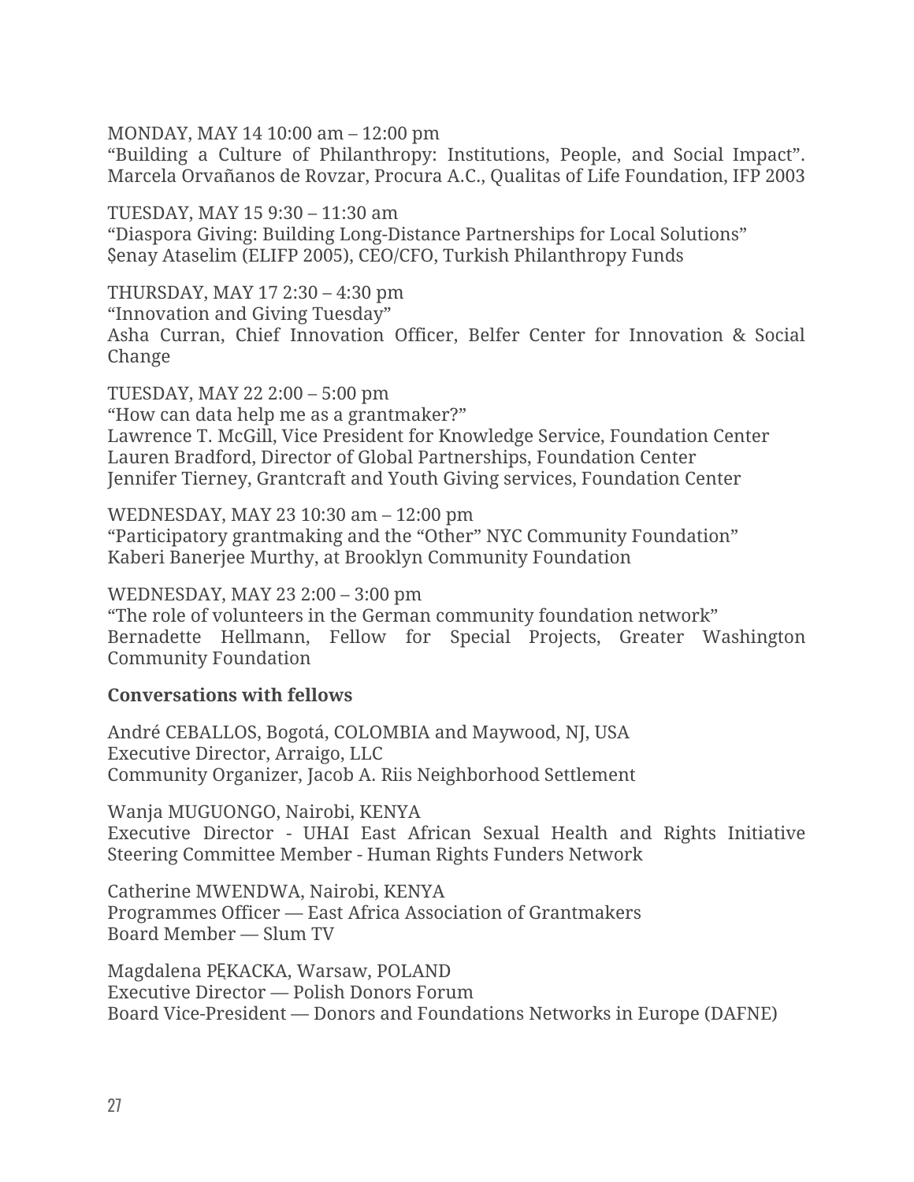MONDAY, MAY 14 10:00 am – 12:00 pm
“Building a Culture of Philanthropy: Institutions, People, and Social Impact”. Marcela Orvañanos de Rovzar, Procura A.C., Qualitas of Life Foundation, IFP 2003

TUESDAY, MAY 15 9:30 – 11:30 am
“Diaspora Giving: Building Long-Distance Partnerships for Local Solutions”
Şenay Ataselim (ELIFP 2005), CEO/CFO, Turkish Philanthropy Funds

THURSDAY, MAY 17 2:30 – 4:30 pm
“Innovation and Giving Tuesday”
Asha Curran, Chief Innovation Officer, Belfer Center for Innovation & Social Change

TUESDAY, MAY 22 2:00 – 5:00 pm
“How can data help me as a grantmaker?”
Lawrence T. McGill, Vice President for Knowledge Service, Foundation Center
Lauren Bradford, Director of Global Partnerships, Foundation Center
Jennifer Tierney, Grantcraft and Youth Giving services, Foundation Center

WEDNESDAY, MAY 23 10:30 am – 12:00 pm
“Participatory grantmaking and the “Other” NYC Community Foundation”
Kaberi Banerjee Murthy, at Brooklyn Community Foundation

WEDNESDAY, MAY 23 2:00 – 3:00 pm
“The role of volunteers in the German community foundation network”
Bernadette Hellmann, Fellow for Special Projects, Greater Washington Community Foundation

**Conversations with fellows**

André CEBALLOS, Bogotá, COLOMBIA and Maywood, NJ, USA
Executive Director, Arraigo, LLC
Community Organizer, Jacob A. Riis Neighborhood Settlement

Wanja MUGUONGO, Nairobi, KENYA
Executive Director - UHAI East African Sexual Health and Rights Initiative Steering Committee Member - Human Rights Funders Network

Catherine MWENDWA, Nairobi, KENYA
Programmes Officer — East Africa Association of Grantmakers
Board Member — Slum TV

Magdalena PĘKACKA, Warsaw, POLAND
Executive Director — Polish Donors Forum
Board Vice-President — Donors and Foundations Networks in Europe (DAFNE)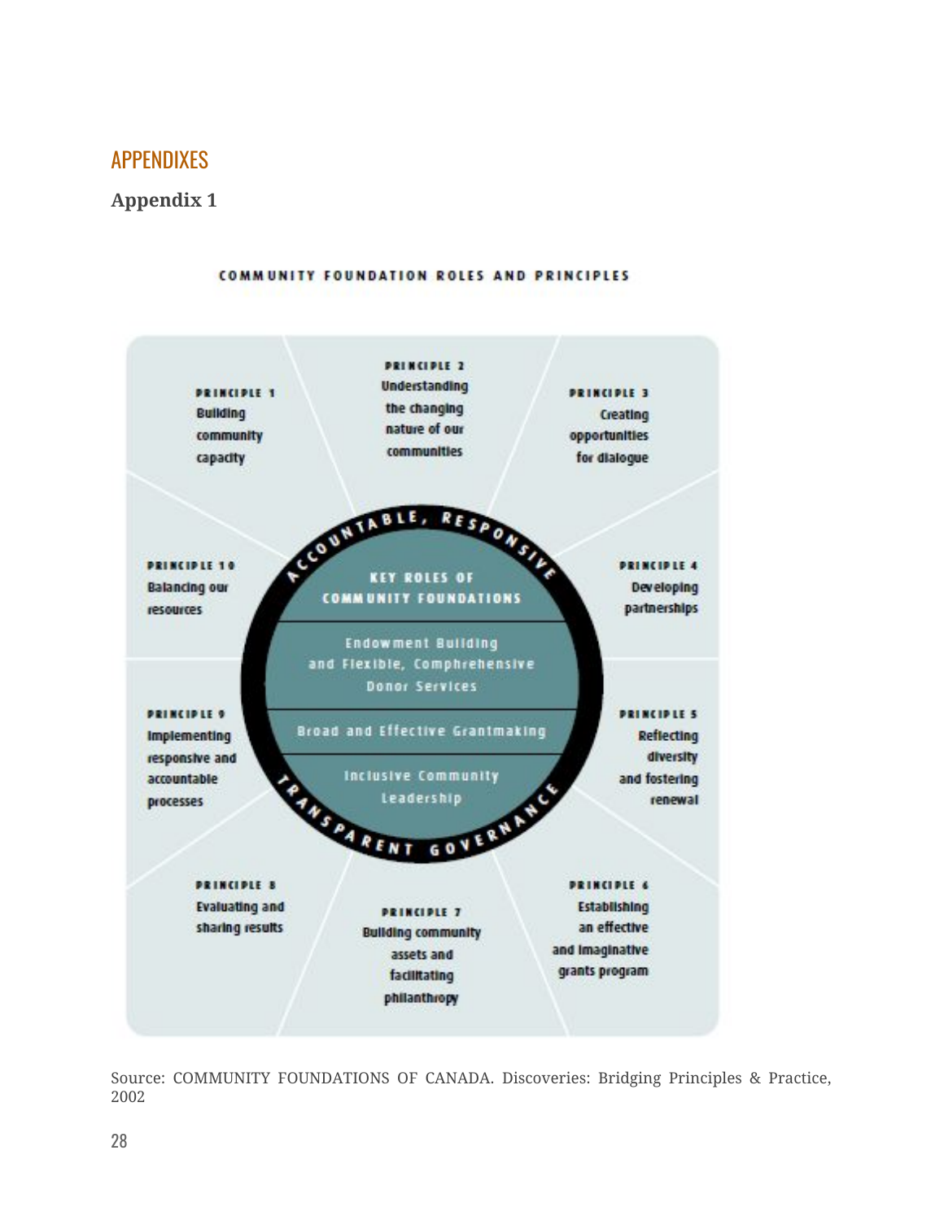## APPENDIXES

### Appendix 1

COMMUNITY FOUNDATION ROLES AND PRINCIPLES

**PRINCIPLE 1**
Building community capacity

**PRINCIPLE 2**
Understanding the changing nature of our communities

**PRINCIPLE 3**
Creating opportunities for dialogue

**PRINCIPLE 4**
Developing partnerships

**PRINCIPLE 5**
Reflecting diversity and fostering renewal

**PRINCIPLE 6**
Establishing an effective and imaginative grants program

**PRINCIPLE 7**
Building community assets and facilitating philanthropy

**PRINCIPLE 8**
Evaluating and sharing results

**PRINCIPLE 9**
Implementing responsive and accountable processes

**PRINCIPLE 10**
Balancing our resources

ACCOUNTABLE, RESPONSIVE

**KEY ROLES OF COMMUNITY FOUNDATIONS**

- Endowment Building and Flexible, Comprehensive Donor Services
- Broad and Effective Grantmaking
- Inclusive Community Leadership

TRANSPARENT GOVERNANCE

Source: COMMUNITY FOUNDATIONS OF CANADA. Discoveries: Bridging Principles & Practice, 2002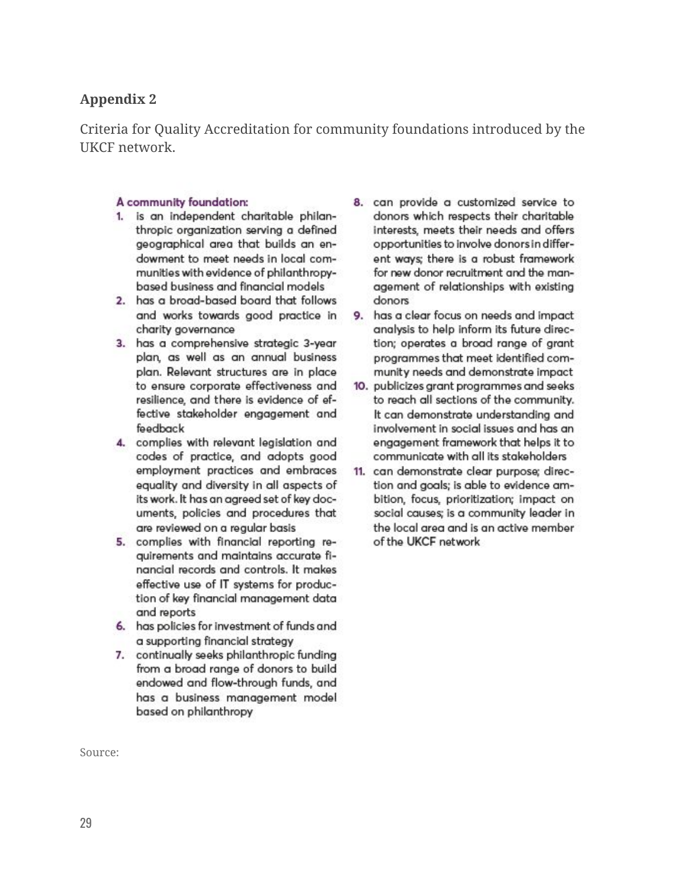**Appendix 2**

Criteria for Quality Accreditation for community foundations introduced by the UKCF network.

**A community foundation:**

1. is an independent charitable philanthropic organization serving a defined geographical area that builds an endowment to meet needs in local communities with evidence of philanthropy-based business and financial models
2. has a broad-based board that follows and works towards good practice in charity governance
3. has a comprehensive strategic 3-year plan, as well as an annual business plan. Relevant structures are in place to ensure corporate effectiveness and resilience, and there is evidence of effective stakeholder engagement and feedback
4. complies with relevant legislation and codes of practice, and adopts good employment practices and embraces equality and diversity in all aspects of its work. It has an agreed set of key documents, policies and procedures that are reviewed on a regular basis
5. complies with financial reporting requirements and maintains accurate financial records and controls. It makes effective use of IT systems for production of key financial management data and reports
6. has policies for investment of funds and a supporting financial strategy
7. continually seeks philanthropic funding from a broad range of donors to build endowed and flow-through funds, and has a business management model based on philanthropy
8. can provide a customized service to donors which respects their charitable interests, meets their needs and offers opportunities to involve donors in different ways; there is a robust framework for new donor recruitment and the management of relationships with existing donors
9. has a clear focus on needs and impact analysis to help inform its future direction; operates a broad range of grant programmes that meet identified community needs and demonstrate impact
10. publicizes grant programmes and seeks to reach all sections of the community. It can demonstrate understanding and involvement in social issues and has an engagement framework that helps it to communicate with all its stakeholders
11. can demonstrate clear purpose; direction and goals; is able to evidence ambition, focus, prioritization; impact on social causes; is a community leader in the local area and is an active member of the UKCF network

Source: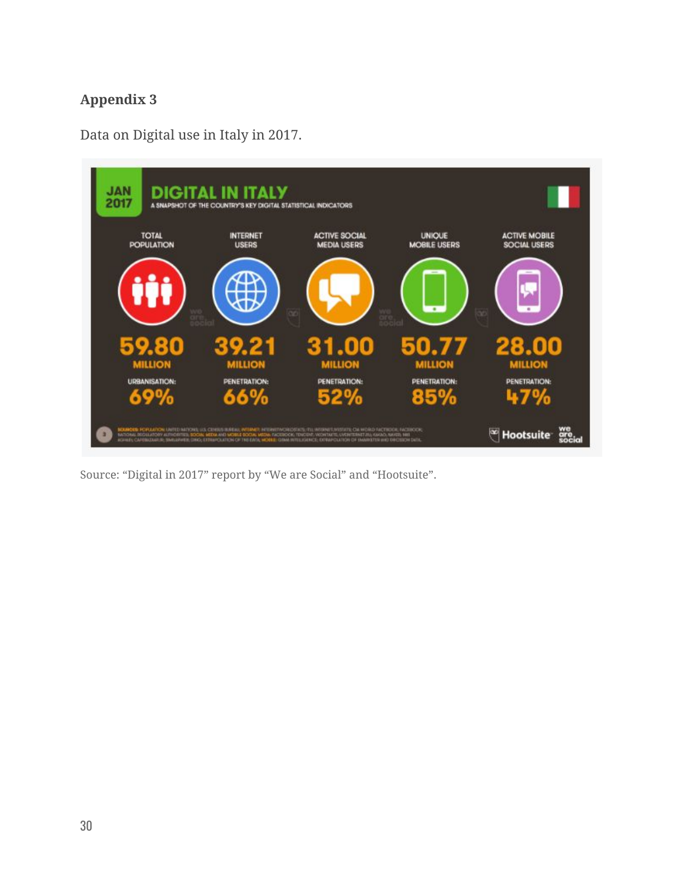**Appendix 3**

Data on Digital use in Italy in 2017.

JAN 2017

DIGITAL IN ITALY

A SNAPSHOT OF THE COUNTRY'S KEY DIGITAL STATISTICAL INDICATORS

TOTAL POPULATION
59.80 MILLION
URBANISATION: 69%

INTERNET USERS
39.21 MILLION
PENETRATION: 66%

ACTIVE SOCIAL MEDIA USERS
31.00 MILLION
PENETRATION: 52%

UNIQUE MOBILE USERS
50.77 MILLION
PENETRATION: 85%

ACTIVE MOBILE SOCIAL USERS
28.00 MILLION
PENETRATION: 47%

Hootsuite we are social

Source: "Digital in 2017" report by "We are Social" and "Hootsuite".